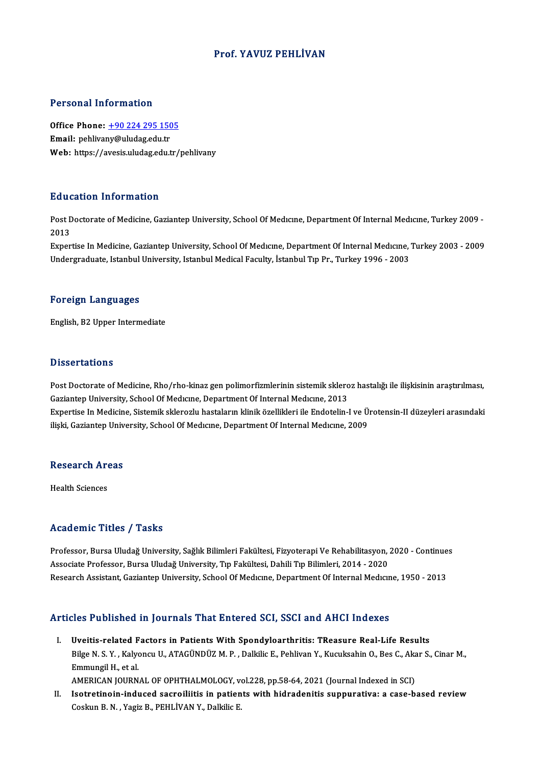# Prof. YAVUZ PEHLİVAN

## Personal Information

**Office Phone:** +90 224 295 1505
**Email:** pehlivany@uludag.edu.tr
**Web:** https://avesis.uludag.edu.tr/pehlivany

## Education Information

Post Doctorate of Medicine, Gaziantep University, School Of Medıcıne, Department Of Internal Medıcıne, Turkey 2009 - 2013
Expertise In Medicine, Gaziantep University, School Of Medıcıne, Department Of Internal Medıcıne, Turkey 2003 - 2009
Undergraduate, Istanbul University, Istanbul Medical Faculty, İstanbul Tıp Pr., Turkey 1996 - 2003

## Foreign Languages

English, B2 Upper Intermediate

## Dissertations

Post Doctorate of Medicine, Rho/rho-kinaz gen polimorfizmlerinin sistemik skleroz hastalığı ile ilişkisinin araştırılması, Gaziantep University, School Of Medıcıne, Department Of Internal Medıcıne, 2013
Expertise In Medicine, Sistemik sklerozlu hastaların klinik özellikleri ile Endotelin-I ve Ürotensin-II düzeyleri arasındaki ilişki, Gaziantep University, School Of Medıcıne, Department Of Internal Medıcıne, 2009

## Research Areas

Health Sciences

## Academic Titles / Tasks

Professor, Bursa Uludağ University, Sağlık Bilimleri Fakültesi, Fizyoterapi Ve Rehabilitasyon, 2020 - Continues
Associate Professor, Bursa Uludağ University, Tıp Fakültesi, Dahili Tıp Bilimleri, 2014 - 2020
Research Assistant, Gaziantep University, School Of Medıcıne, Department Of Internal Medıcıne, 1950 - 2013

## Articles Published in Journals That Entered SCI, SSCI and AHCI Indexes

I. **Uveitis-related Factors in Patients With Spondyloarthritis: TReasure Real-Life Results**
Bilge N. S. Y., Kalyoncu U., ATAGÜNDÜZ M. P., Dalkilic E., Pehlivan Y., Kucuksahin O., Bes C., Akar S., Cinar M., Emmungil H., et al.
AMERICAN JOURNAL OF OPHTHALMOLOGY, vol.228, pp.58-64, 2021 (Journal Indexed in SCI)

II. **Isotretinoin-induced sacroiliitis in patients with hidradenitis suppurativa: a case-based review**
Coskun B. N., Yagiz B., PEHLİVAN Y., Dalkilic E.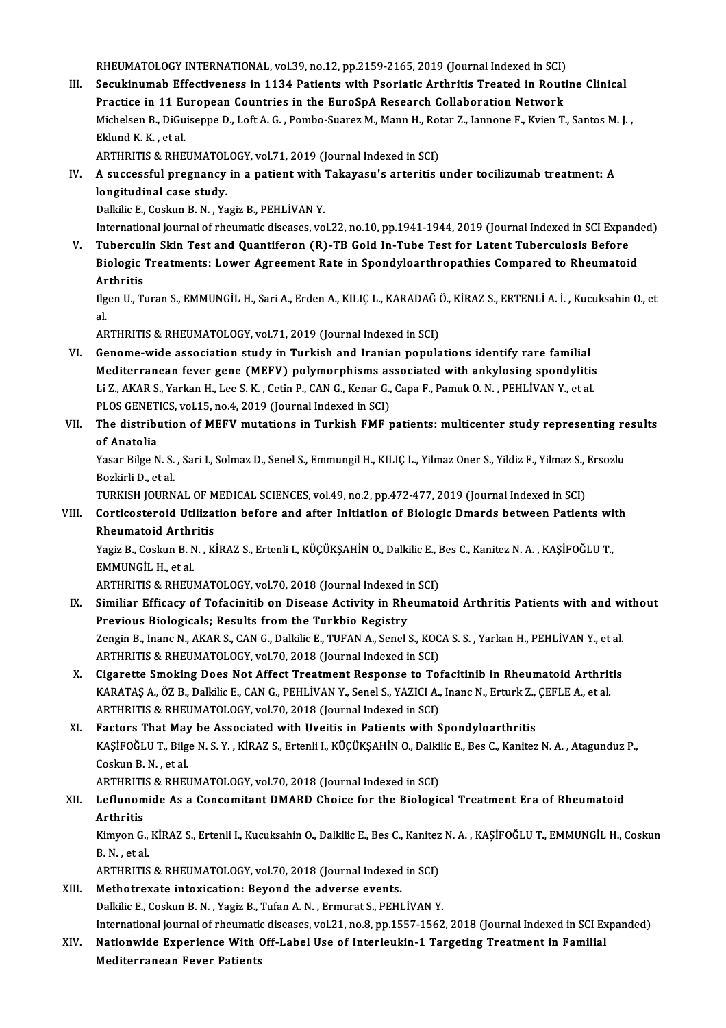RHEUMATOLOGY INTERNATIONAL, vol.39, no.12, pp.2159-2165, 2019 (Journal Indexed in SCI)

III. **Secukinumab Effectiveness in 1134 Patients with Psoriatic Arthritis Treated in Routine Clinical Practice in 11 European Countries in the EuroSpA Research Collaboration Network**
Michelsen B., DiGuiseppe D., Loft A. G. , Pombo-Suarez M., Mann H., Rotar Z., Iannone F., Kvien T., Santos M. J. , Eklund K. K. , et al.
ARTHRITIS & RHEUMATOLOGY, vol.71, 2019 (Journal Indexed in SCI)

IV. **A successful pregnancy in a patient with Takayasu's arteritis under tocilizumab treatment: A longitudinal case study.**
Dalkilic E., Coskun B. N. , Yagiz B., PEHLİVAN Y.
International journal of rheumatic diseases, vol.22, no.10, pp.1941-1944, 2019 (Journal Indexed in SCI Expanded)

V. **Tuberculin Skin Test and Quantiferon (R)-TB Gold In-Tube Test for Latent Tuberculosis Before Biologic Treatments: Lower Agreement Rate in Spondyloarthropathies Compared to Rheumatoid Arthritis**
Ilgen U., Turan S., EMMUNGİL H., Sari A., Erden A., KILIÇ L., KARADAĞ Ö., KİRAZ S., ERTENLİ A. İ. , Kucuksahin O., et al.
ARTHRITIS & RHEUMATOLOGY, vol.71, 2019 (Journal Indexed in SCI)

VI. **Genome-wide association study in Turkish and Iranian populations identify rare familial Mediterranean fever gene (MEFV) polymorphisms associated with ankylosing spondylitis**
Li Z., AKAR S., Yarkan H., Lee S. K. , Cetin P., CAN G., Kenar G., Capa F., Pamuk O. N. , PEHLİVAN Y., et al.
PLOS GENETICS, vol.15, no.4, 2019 (Journal Indexed in SCI)

VII. **The distribution of MEFV mutations in Turkish FMF patients: multicenter study representing results of Anatolia**
Yasar Bilge N. S. , Sari I., Solmaz D., Senel S., Emmungil H., KILIÇ L., Yilmaz Oner S., Yildiz F., Yilmaz S., Ersozlu Bozkirli D., et al.
TURKISH JOURNAL OF MEDICAL SCIENCES, vol.49, no.2, pp.472-477, 2019 (Journal Indexed in SCI)

VIII. **Corticosteroid Utilization before and after Initiation of Biologic Dmards between Patients with Rheumatoid Arthritis**
Yagiz B., Coskun B. N. , KİRAZ S., Ertenli I., KÜÇÜKŞAHİN O., Dalkilic E., Bes C., Kanitez N. A. , KAŞİFOĞLU T., EMMUNGİL H., et al.
ARTHRITIS & RHEUMATOLOGY, vol.70, 2018 (Journal Indexed in SCI)

IX. **Similiar Efficacy of Tofacinitib on Disease Activity in Rheumatoid Arthritis Patients with and without Previous Biologicals; Results from the Turkbio Registry**
Zengin B., Inanc N., AKAR S., CAN G., Dalkilic E., TUFAN A., Senel S., KOCA S. S. , Yarkan H., PEHLİVAN Y., et al.
ARTHRITIS & RHEUMATOLOGY, vol.70, 2018 (Journal Indexed in SCI)

X. **Cigarette Smoking Does Not Affect Treatment Response to Tofacitinib in Rheumatoid Arthritis**
KARATAŞ A., ÖZ B., Dalkilic E., CAN G., PEHLİVAN Y., Senel S., YAZICI A., Inanc N., Erturk Z., ÇEFLE A., et al.
ARTHRITIS & RHEUMATOLOGY, vol.70, 2018 (Journal Indexed in SCI)

XI. **Factors That May be Associated with Uveitis in Patients with Spondyloarthritis**
KAŞİFOĞLU T., Bilge N. S. Y. , KİRAZ S., Ertenli I., KÜÇÜKŞAHİN O., Dalkilic E., Bes C., Kanitez N. A. , Atagunduz P., Coskun B. N. , et al.
ARTHRITIS & RHEUMATOLOGY, vol.70, 2018 (Journal Indexed in SCI)

XII. **Leflunomide As a Concomitant DMARD Choice for the Biological Treatment Era of Rheumatoid Arthritis**
Kimyon G., KİRAZ S., Ertenli I., Kucuksahin O., Dalkilic E., Bes C., Kanitez N. A. , KAŞİFOĞLU T., EMMUNGİL H., Coskun B. N. , et al.
ARTHRITIS & RHEUMATOLOGY, vol.70, 2018 (Journal Indexed in SCI)

XIII. **Methotrexate intoxication: Beyond the adverse events.**
Dalkilic E., Coskun B. N. , Yagiz B., Tufan A. N. , Ermurat S., PEHLİVAN Y.
International journal of rheumatic diseases, vol.21, no.8, pp.1557-1562, 2018 (Journal Indexed in SCI Expanded)

XIV. **Nationwide Experience With Off-Label Use of Interleukin-1 Targeting Treatment in Familial Mediterranean Fever Patients**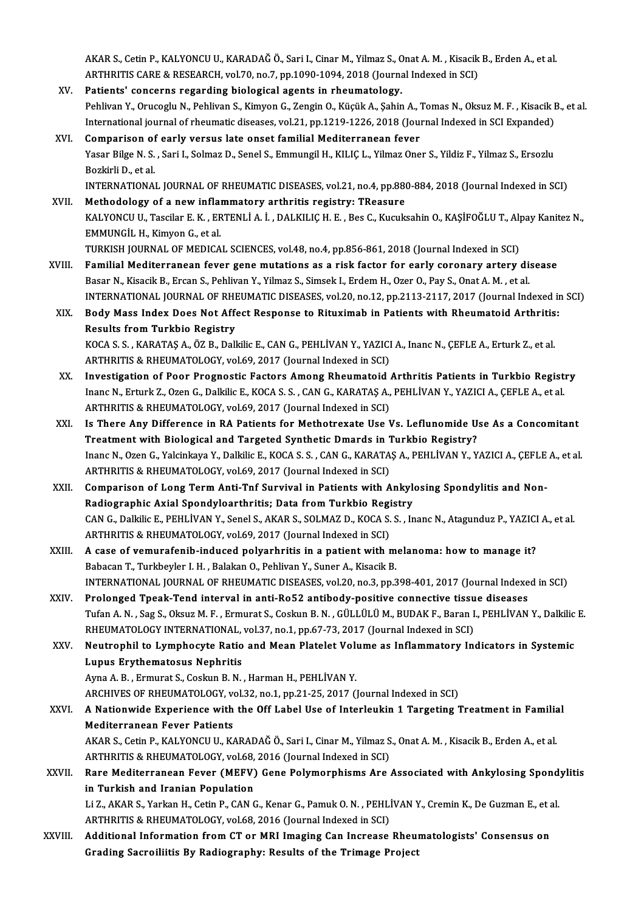AKAR S., Cetin P., KALYONCU U., KARADAĞ Ö., Sari I., Cinar M., Yilmaz S., Onat A. M. , Kisacik B., Erden A., et al.
ARTHRITIS CARE & RESEARCH, vol.70, no.7, pp.1090-1094, 2018 (Journal Indexed in SCI)

XV. **Patients' concerns regarding biological agents in rheumatology.**
Pehlivan Y., Orucoglu N., Pehlivan S., Kimyon G., Zengin O., Küçük A., Şahin A., Tomas N., Oksuz M. F. , Kisacik B., et al.
International journal of rheumatic diseases, vol.21, pp.1219-1226, 2018 (Journal Indexed in SCI Expanded)

XVI. **Comparison of early versus late onset familial Mediterranean fever**
Yasar Bilge N. S. , Sari I., Solmaz D., Senel S., Emmungil H., KILIÇ L., Yilmaz Oner S., Yildiz F., Yilmaz S., Ersozlu Bozkirli D., et al.
INTERNATIONAL JOURNAL OF RHEUMATIC DISEASES, vol.21, no.4, pp.880-884, 2018 (Journal Indexed in SCI)

XVII. **Methodology of a new inflammatory arthritis registry: TReasure**
KALYONCU U., Tascilar E. K. , ERTENLİ A. İ. , DALKILIÇ H. E. , Bes C., Kucuksahin O., KAŞİFOĞLU T., Alpay Kanitez N., EMMUNGİL H., Kimyon G., et al.
TURKISH JOURNAL OF MEDICAL SCIENCES, vol.48, no.4, pp.856-861, 2018 (Journal Indexed in SCI)

XVIII. **Familial Mediterranean fever gene mutations as a risk factor for early coronary artery disease**
Basar N., Kisacik B., Ercan S., Pehlivan Y., Yilmaz S., Simsek I., Erdem H., Ozer O., Pay S., Onat A. M. , et al.
INTERNATIONAL JOURNAL OF RHEUMATIC DISEASES, vol.20, no.12, pp.2113-2117, 2017 (Journal Indexed in SCI)

XIX. **Body Mass Index Does Not Affect Response to Rituximab in Patients with Rheumatoid Arthritis: Results from Turkbio Registry**
KOCA S. S. , KARATAŞ A., ÖZ B., Dalkilic E., CAN G., PEHLİVAN Y., YAZICI A., Inanc N., ÇEFLE A., Erturk Z., et al.
ARTHRITIS & RHEUMATOLOGY, vol.69, 2017 (Journal Indexed in SCI)

XX. **Investigation of Poor Prognostic Factors Among Rheumatoid Arthritis Patients in Turkbio Registry**
Inanc N., Erturk Z., Ozen G., Dalkilic E., KOCA S. S. , CAN G., KARATAŞ A., PEHLİVAN Y., YAZICI A., ÇEFLE A., et al.
ARTHRITIS & RHEUMATOLOGY, vol.69, 2017 (Journal Indexed in SCI)

XXI. **Is There Any Difference in RA Patients for Methotrexate Use Vs. Leflunomide Use As a Concomitant Treatment with Biological and Targeted Synthetic Dmards in Turkbio Registry?**
Inanc N., Ozen G., Yalcinkaya Y., Dalkilic E., KOCA S. S. , CAN G., KARATAŞ A., PEHLİVAN Y., YAZICI A., ÇEFLE A., et al.
ARTHRITIS & RHEUMATOLOGY, vol.69, 2017 (Journal Indexed in SCI)

XXII. **Comparison of Long Term Anti-Tnf Survival in Patients with Ankylosing Spondylitis and Non-Radiographic Axial Spondyloarthritis; Data from Turkbio Registry**
CAN G., Dalkilic E., PEHLİVAN Y., Senel S., AKAR S., SOLMAZ D., KOCA S. S. , Inanc N., Atagunduz P., YAZICI A., et al.
ARTHRITIS & RHEUMATOLOGY, vol.69, 2017 (Journal Indexed in SCI)

XXIII. **A case of vemurafenib-induced polyarhritis in a patient with melanoma: how to manage it?**
Babacan T., Turkbeyler I. H. , Balakan O., Pehlivan Y., Suner A., Kisacik B.
INTERNATIONAL JOURNAL OF RHEUMATIC DISEASES, vol.20, no.3, pp.398-401, 2017 (Journal Indexed in SCI)

XXIV. **Prolonged Tpeak-Tend interval in anti-Ro52 antibody-positive connective tissue diseases**
Tufan A. N. , Sag S., Oksuz M. F. , Ermurat S., Coskun B. N. , GÜLLÜLÜ M., BUDAK F., Baran I., PEHLİVAN Y., Dalkilic E.
RHEUMATOLOGY INTERNATIONAL, vol.37, no.1, pp.67-73, 2017 (Journal Indexed in SCI)

XXV. **Neutrophil to Lymphocyte Ratio and Mean Platelet Volume as Inflammatory Indicators in Systemic Lupus Erythematosus Nephritis**
Ayna A. B. , Ermurat S., Coskun B. N. , Harman H., PEHLİVAN Y.
ARCHIVES OF RHEUMATOLOGY, vol.32, no.1, pp.21-25, 2017 (Journal Indexed in SCI)

XXVI. **A Nationwide Experience with the Off Label Use of Interleukin 1 Targeting Treatment in Familial Mediterranean Fever Patients**
AKAR S., Cetin P., KALYONCU U., KARADAĞ Ö., Sari I., Cinar M., Yilmaz S., Onat A. M. , Kisacik B., Erden A., et al.
ARTHRITIS & RHEUMATOLOGY, vol.68, 2016 (Journal Indexed in SCI)

XXVII. **Rare Mediterranean Fever (MEFV) Gene Polymorphisms Are Associated with Ankylosing Spondylitis in Turkish and Iranian Population**
Li Z., AKAR S., Yarkan H., Cetin P., CAN G., Kenar G., Pamuk O. N. , PEHLİVAN Y., Cremin K., De Guzman E., et al.
ARTHRITIS & RHEUMATOLOGY, vol.68, 2016 (Journal Indexed in SCI)

XXVIII. **Additional Information from CT or MRI Imaging Can Increase Rheumatologists' Consensus on Grading Sacroiliitis By Radiography: Results of the Trimage Project**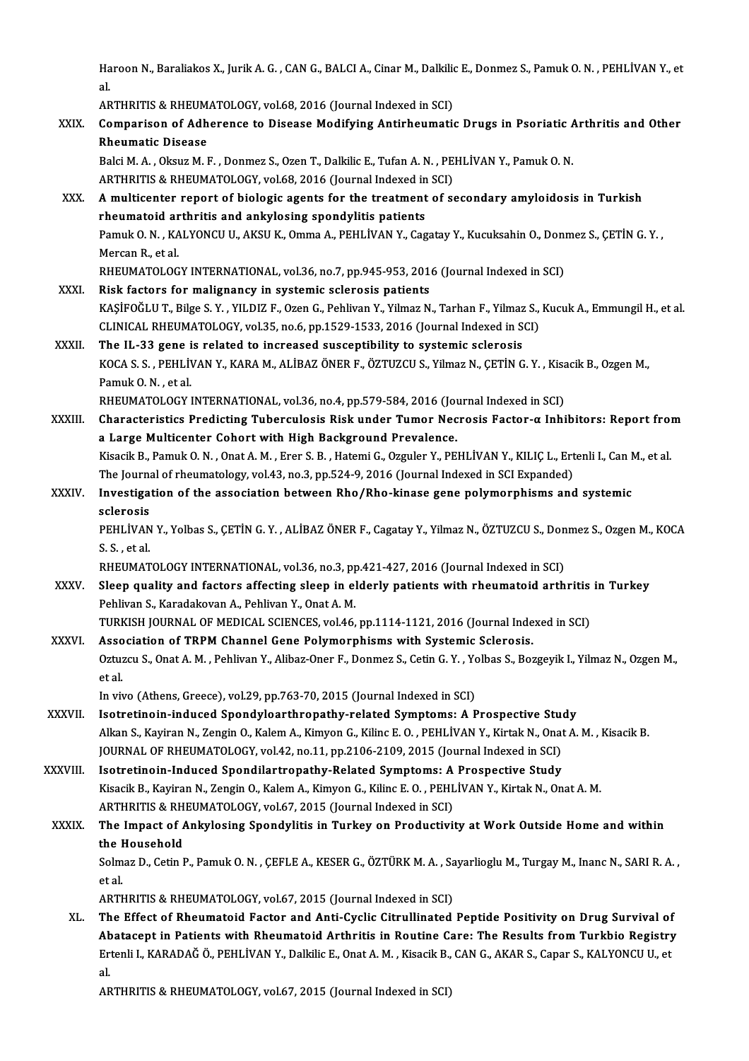Haroon N., Baraliakos X., Jurik A. G. , CAN G., BALCI A., Cinar M., Dalkilic E., Donmez S., Pamuk O. N. , PEHLİVAN Y., et al.
ARTHRITIS & RHEUMATOLOGY, vol.68, 2016 (Journal Indexed in SCI)

XXIX. **Comparison of Adherence to Disease Modifying Antirheumatic Drugs in Psoriatic Arthritis and Other Rheumatic Disease**
Balci M. A. , Oksuz M. F. , Donmez S., Ozen T., Dalkilic E., Tufan A. N. , PEHLİVAN Y., Pamuk O. N.
ARTHRITIS & RHEUMATOLOGY, vol.68, 2016 (Journal Indexed in SCI)

XXX. **A multicenter report of biologic agents for the treatment of secondary amyloidosis in Turkish rheumatoid arthritis and ankylosing spondylitis patients**
Pamuk O. N. , KALYONCU U., AKSU K., Omma A., PEHLİVAN Y., Cagatay Y., Kucuksahin O., Donmez S., ÇETİN G. Y. , Mercan R., et al.
RHEUMATOLOGY INTERNATIONAL, vol.36, no.7, pp.945-953, 2016 (Journal Indexed in SCI)

XXXI. **Risk factors for malignancy in systemic sclerosis patients**
KAŞİFOĞLU T., Bilge S. Y. , YILDIZ F., Ozen G., Pehlivan Y., Yilmaz N., Tarhan F., Yilmaz S., Kucuk A., Emmungil H., et al.
CLINICAL RHEUMATOLOGY, vol.35, no.6, pp.1529-1533, 2016 (Journal Indexed in SCI)

XXXII. **The IL-33 gene is related to increased susceptibility to systemic sclerosis**
KOCA S. S. , PEHLİVAN Y., KARA M., ALİBAZ ÖNER F., ÖZTUZCU S., Yilmaz N., ÇETİN G. Y. , Kisacik B., Ozgen M., Pamuk O. N. , et al.
RHEUMATOLOGY INTERNATIONAL, vol.36, no.4, pp.579-584, 2016 (Journal Indexed in SCI)

XXXIII. **Characteristics Predicting Tuberculosis Risk under Tumor Necrosis Factor-α Inhibitors: Report from a Large Multicenter Cohort with High Background Prevalence.**
Kisacik B., Pamuk O. N. , Onat A. M. , Erer S. B. , Hatemi G., Ozguler Y., PEHLİVAN Y., KILIÇ L., Ertenli I., Can M., et al.
The Journal of rheumatology, vol.43, no.3, pp.524-9, 2016 (Journal Indexed in SCI Expanded)

XXXIV. **Investigation of the association between Rho/Rho-kinase gene polymorphisms and systemic sclerosis**
PEHLİVAN Y., Yolbas S., ÇETİN G. Y. , ALİBAZ ÖNER F., Cagatay Y., Yilmaz N., ÖZTUZCU S., Donmez S., Ozgen M., KOCA S. S. , et al.
RHEUMATOLOGY INTERNATIONAL, vol.36, no.3, pp.421-427, 2016 (Journal Indexed in SCI)

XXXV. **Sleep quality and factors affecting sleep in elderly patients with rheumatoid arthritis in Turkey**
Pehlivan S., Karadakovan A., Pehlivan Y., Onat A. M.
TURKISH JOURNAL OF MEDICAL SCIENCES, vol.46, pp.1114-1121, 2016 (Journal Indexed in SCI)

XXXVI. **Association of TRPM Channel Gene Polymorphisms with Systemic Sclerosis.**
Oztuzcu S., Onat A. M. , Pehlivan Y., Alibaz-Oner F., Donmez S., Cetin G. Y. , Yolbas S., Bozgeyik I., Yilmaz N., Ozgen M., et al.
In vivo (Athens, Greece), vol.29, pp.763-70, 2015 (Journal Indexed in SCI)

XXXVII. **Isotretinoin-induced Spondyloarthropathy-related Symptoms: A Prospective Study**
Alkan S., Kayiran N., Zengin O., Kalem A., Kimyon G., Kilinc E. O. , PEHLİVAN Y., Kirtak N., Onat A. M. , Kisacik B.
JOURNAL OF RHEUMATOLOGY, vol.42, no.11, pp.2106-2109, 2015 (Journal Indexed in SCI)

XXXVIII. **Isotretinoin-Induced Spondilartropathy-Related Symptoms: A Prospective Study**
Kisacik B., Kayiran N., Zengin O., Kalem A., Kimyon G., Kilinc E. O. , PEHLİVAN Y., Kirtak N., Onat A. M.
ARTHRITIS & RHEUMATOLOGY, vol.67, 2015 (Journal Indexed in SCI)

XXXIX. **The Impact of Ankylosing Spondylitis in Turkey on Productivity at Work Outside Home and within the Household**
Solmaz D., Cetin P., Pamuk O. N. , ÇEFLE A., KESER G., ÖZTÜRK M. A. , Sayarlioglu M., Turgay M., Inanc N., SARI R. A. , et al.
ARTHRITIS & RHEUMATOLOGY, vol.67, 2015 (Journal Indexed in SCI)

XL. **The Effect of Rheumatoid Factor and Anti-Cyclic Citrullinated Peptide Positivity on Drug Survival of Abatacept in Patients with Rheumatoid Arthritis in Routine Care: The Results from Turkbio Registry**
Ertenli I., KARADAĞ Ö., PEHLİVAN Y., Dalkilic E., Onat A. M. , Kisacik B., CAN G., AKAR S., Capar S., KALYONCU U., et al.
ARTHRITIS & RHEUMATOLOGY, vol.67, 2015 (Journal Indexed in SCI)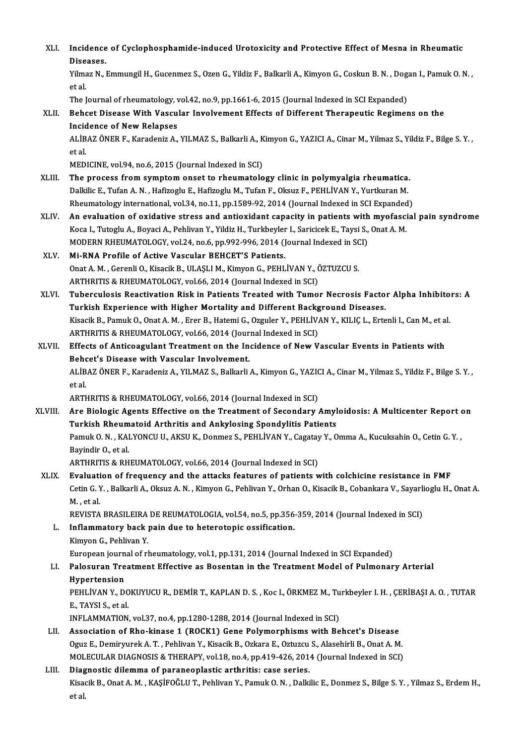XLI. **Incidence of Cyclophosphamide-induced Urotoxicity and Protective Effect of Mesna in Rheumatic Diseases.**
Yilmaz N., Emmungil H., Gucenmez S., Ozen G., Yildiz F., Balkarli A., Kimyon G., Coskun B. N. , Dogan I., Pamuk O. N. , et al.
The Journal of rheumatology, vol.42, no.9, pp.1661-6, 2015 (Journal Indexed in SCI Expanded)

XLII. **Behcet Disease With Vascular Involvement Effects of Different Therapeutic Regimens on the Incidence of New Relapses**
ALİBAZ ÖNER F., Karadeniz A., YILMAZ S., Balkarli A., Kimyon G., YAZICI A., Cinar M., Yilmaz S., Yildiz F., Bilge S. Y. , et al.
MEDICINE, vol.94, no.6, 2015 (Journal Indexed in SCI)

XLIII. **The process from symptom onset to rheumatology clinic in polymyalgia rheumatica.**
Dalkilic E., Tufan A. N. , Hafizoglu E., Hafizoglu M., Tufan F., Oksuz F., PEHLİVAN Y., Yurtkuran M.
Rheumatology international, vol.34, no.11, pp.1589-92, 2014 (Journal Indexed in SCI Expanded)

XLIV. **An evaluation of oxidative stress and antioxidant capacity in patients with myofascial pain syndrome**
Koca I., Tutoglu A., Boyaci A., Pehlivan Y., Yildiz H., Turkbeyler I., Saricicek E., Taysi S., Onat A. M.
MODERN RHEUMATOLOGY, vol.24, no.6, pp.992-996, 2014 (Journal Indexed in SCI)

XLV. **Mi-RNA Profile of Active Vascular BEHCET'S Patients.**
Onat A. M. , Gerenli O., Kisacik B., ULAŞLI M., Kimyon G., PEHLİVAN Y., ÖZTUZCU S.
ARTHRITIS & RHEUMATOLOGY, vol.66, 2014 (Journal Indexed in SCI)

XLVI. **Tuberculosis Reactivation Risk in Patients Treated with Tumor Necrosis Factor Alpha Inhibitors: A Turkish Experience with Higher Mortality and Different Background Diseases.**
Kisacik B., Pamuk O., Onat A. M. , Erer B., Hatemi G., Ozguler Y., PEHLİVAN Y., KILIÇ L., Ertenli I., Can M., et al.
ARTHRITIS & RHEUMATOLOGY, vol.66, 2014 (Journal Indexed in SCI)

XLVII. **Effects of Anticoagulant Treatment on the Incidence of New Vascular Events in Patients with Behcet's Disease with Vascular Involvement.**
ALİBAZ ÖNER F., Karadeniz A., YILMAZ S., Balkarli A., Kimyon G., YAZICI A., Cinar M., Yilmaz S., Yildiz F., Bilge S. Y. , et al.
ARTHRITIS & RHEUMATOLOGY, vol.66, 2014 (Journal Indexed in SCI)

XLVIII. **Are Biologic Agents Effective on the Treatment of Secondary Amyloidosis: A Multicenter Report on Turkish Rheumatoid Arthritis and Ankylosing Spondylitis Patients**
Pamuk O. N. , KALYONCU U., AKSU K., Donmez S., PEHLİVAN Y., Cagatay Y., Omma A., Kucuksahin O., Cetin G. Y. , Bayindir O., et al.
ARTHRITIS & RHEUMATOLOGY, vol.66, 2014 (Journal Indexed in SCI)

XLIX. **Evaluation of frequency and the attacks features of patients with colchicine resistance in FMF**
Cetin G. Y. , Balkarli A., Oksuz A. N. , Kimyon G., Pehlivan Y., Orhan O., Kisacik B., Cobankara V., Sayarlioglu H., Onat A. M. , et al.
REVISTA BRASILEIRA DE REUMATOLOGIA, vol.54, no.5, pp.356-359, 2014 (Journal Indexed in SCI)

L. **Inflammatory back pain due to heterotopic ossification.**
Kimyon G., Pehlivan Y.
European journal of rheumatology, vol.1, pp.131, 2014 (Journal Indexed in SCI Expanded)

LI. **Palosuran Treatment Effective as Bosentan in the Treatment Model of Pulmonary Arterial Hypertension**
PEHLİVAN Y., DOKUYUCU R., DEMİR T., KAPLAN D. S. , Koc I., ÖRKMEZ M., Turkbeyler I. H. , ÇERİBAŞI A. O. , TUTAR E., TAYSI S., et al.
INFLAMMATION, vol.37, no.4, pp.1280-1288, 2014 (Journal Indexed in SCI)

LII. **Association of Rho-kinase 1 (ROCK1) Gene Polymorphisms with Behcet's Disease**
Oguz E., Demiryurek A. T. , Pehlivan Y., Kisacik B., Ozkara E., Oztuzcu S., Alasehirli B., Onat A. M.
MOLECULAR DIAGNOSIS & THERAPY, vol.18, no.4, pp.419-426, 2014 (Journal Indexed in SCI)

LIII. **Diagnostic dilemma of paraneoplastic arthritis: case series.**
Kisacik B., Onat A. M. , KAŞİFOĞLU T., Pehlivan Y., Pamuk O. N. , Dalkilic E., Donmez S., Bilge S. Y. , Yilmaz S., Erdem H., et al.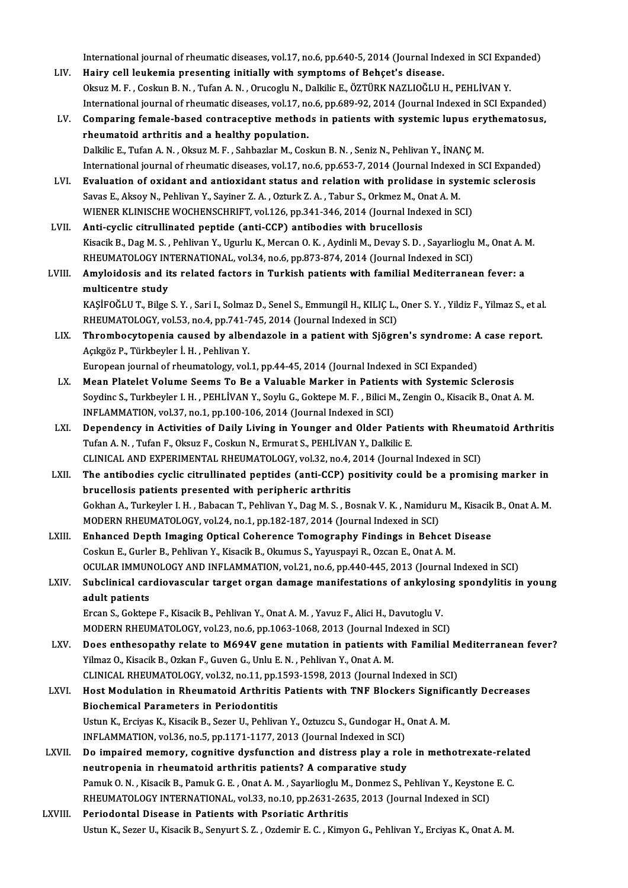International journal of rheumatic diseases, vol.17, no.6, pp.640-5, 2014 (Journal Indexed in SCI Expanded)

LIV. **Hairy cell leukemia presenting initially with symptoms of Behçet's disease.**
Oksuz M. F. , Coskun B. N. , Tufan A. N. , Orucoglu N., Dalkilic E., ÖZTÜRK NAZLIOĞLU H., PEHLİVAN Y.
International journal of rheumatic diseases, vol.17, no.6, pp.689-92, 2014 (Journal Indexed in SCI Expanded)

LV. **Comparing female-based contraceptive methods in patients with systemic lupus erythematosus, rheumatoid arthritis and a healthy population.**
Dalkilic E., Tufan A. N. , Oksuz M. F. , Sahbazlar M., Coskun B. N. , Seniz N., Pehlivan Y., İNANÇ M.
International journal of rheumatic diseases, vol.17, no.6, pp.653-7, 2014 (Journal Indexed in SCI Expanded)

LVI. **Evaluation of oxidant and antioxidant status and relation with prolidase in systemic sclerosis**
Savas E., Aksoy N., Pehlivan Y., Sayiner Z. A. , Ozturk Z. A. , Tabur S., Orkmez M., Onat A. M.
WIENER KLINISCHE WOCHENSCHRIFT, vol.126, pp.341-346, 2014 (Journal Indexed in SCI)

LVII. **Anti-cyclic citrullinated peptide (anti-CCP) antibodies with brucellosis**
Kisacik B., Dag M. S. , Pehlivan Y., Ugurlu K., Mercan O. K. , Aydinli M., Devay S. D. , Sayarlioglu M., Onat A. M.
RHEUMATOLOGY INTERNATIONAL, vol.34, no.6, pp.873-874, 2014 (Journal Indexed in SCI)

LVIII. **Amyloidosis and its related factors in Turkish patients with familial Mediterranean fever: a multicentre study**
KAŞİFOĞLU T., Bilge S. Y. , Sari I., Solmaz D., Senel S., Emmungil H., KILIÇ L., Oner S. Y. , Yildiz F., Yilmaz S., et al.
RHEUMATOLOGY, vol.53, no.4, pp.741-745, 2014 (Journal Indexed in SCI)

LIX. **Thrombocytopenia caused by albendazole in a patient with Sjögren's syndrome: A case report.**
Açıkgöz P., Türkbeyler İ. H. , Pehlivan Y.
European journal of rheumatology, vol.1, pp.44-45, 2014 (Journal Indexed in SCI Expanded)

LX. **Mean Platelet Volume Seems To Be a Valuable Marker in Patients with Systemic Sclerosis**
Soydinc S., Turkbeyler I. H. , PEHLİVAN Y., Soylu G., Goktepe M. F. , Bilici M., Zengin O., Kisacik B., Onat A. M.
INFLAMMATION, vol.37, no.1, pp.100-106, 2014 (Journal Indexed in SCI)

LXI. **Dependency in Activities of Daily Living in Younger and Older Patients with Rheumatoid Arthritis**
Tufan A. N. , Tufan F., Oksuz F., Coskun N., Ermurat S., PEHLİVAN Y., Dalkilic E.
CLINICAL AND EXPERIMENTAL RHEUMATOLOGY, vol.32, no.4, 2014 (Journal Indexed in SCI)

LXII. **The antibodies cyclic citrullinated peptides (anti-CCP) positivity could be a promising marker in brucellosis patients presented with peripheric arthritis**
Gokhan A., Turkeyler I. H. , Babacan T., Pehlivan Y., Dag M. S. , Bosnak V. K. , Namiduru M., Kisacik B., Onat A. M.
MODERN RHEUMATOLOGY, vol.24, no.1, pp.182-187, 2014 (Journal Indexed in SCI)

LXIII. **Enhanced Depth Imaging Optical Coherence Tomography Findings in Behcet Disease**
Coskun E., Gurler B., Pehlivan Y., Kisacik B., Okumus S., Yayuspayi R., Ozcan E., Onat A. M.
OCULAR IMMUNOLOGY AND INFLAMMATION, vol.21, no.6, pp.440-445, 2013 (Journal Indexed in SCI)

LXIV. **Subclinical cardiovascular target organ damage manifestations of ankylosing spondylitis in young adult patients**
Ercan S., Goktepe F., Kisacik B., Pehlivan Y., Onat A. M. , Yavuz F., Alici H., Davutoglu V.
MODERN RHEUMATOLOGY, vol.23, no.6, pp.1063-1068, 2013 (Journal Indexed in SCI)

LXV. **Does enthesopathy relate to M694V gene mutation in patients with Familial Mediterranean fever?**
Yilmaz O., Kisacik B., Ozkan F., Guven G., Unlu E. N. , Pehlivan Y., Onat A. M.
CLINICAL RHEUMATOLOGY, vol.32, no.11, pp.1593-1598, 2013 (Journal Indexed in SCI)

LXVI. **Host Modulation in Rheumatoid Arthritis Patients with TNF Blockers Significantly Decreases Biochemical Parameters in Periodontitis**
Ustun K., Erciyas K., Kisacik B., Sezer U., Pehlivan Y., Oztuzcu S., Gundogar H., Onat A. M.
INFLAMMATION, vol.36, no.5, pp.1171-1177, 2013 (Journal Indexed in SCI)

LXVII. **Do impaired memory, cognitive dysfunction and distress play a role in methotrexate-related neutropenia in rheumatoid arthritis patients? A comparative study**
Pamuk O. N. , Kisacik B., Pamuk G. E. , Onat A. M. , Sayarlioglu M., Donmez S., Pehlivan Y., Keystone E. C.
RHEUMATOLOGY INTERNATIONAL, vol.33, no.10, pp.2631-2635, 2013 (Journal Indexed in SCI)

LXVIII. **Periodontal Disease in Patients with Psoriatic Arthritis**
Ustun K., Sezer U., Kisacik B., Senyurt S. Z. , Ozdemir E. C. , Kimyon G., Pehlivan Y., Erciyas K., Onat A. M.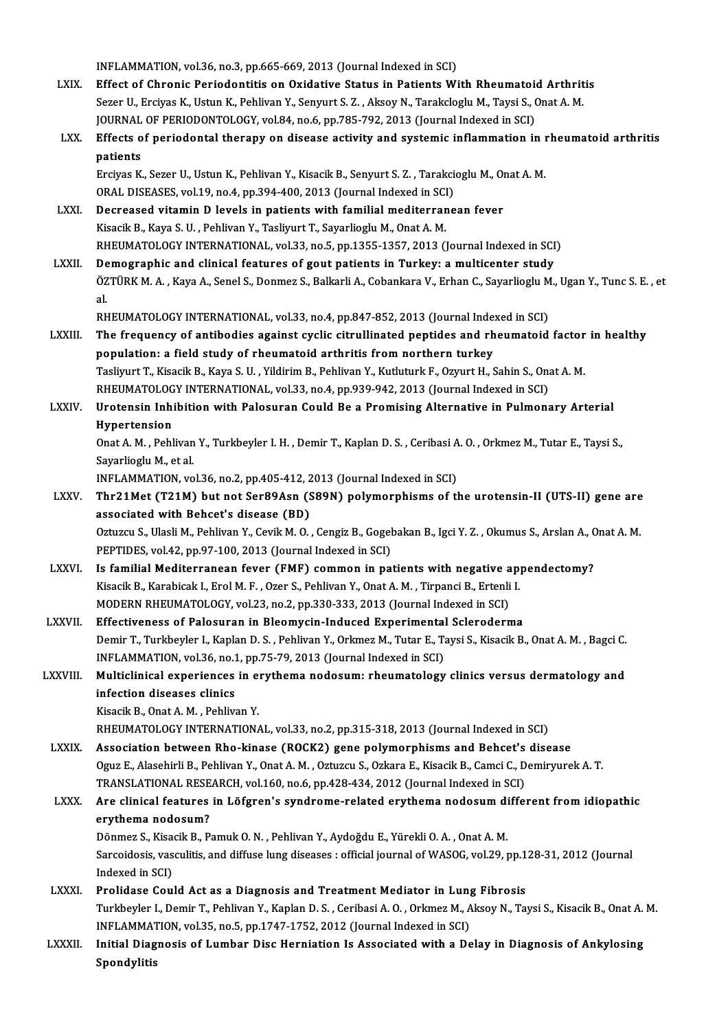INFLAMMATION, vol.36, no.3, pp.665-669, 2013 (Journal Indexed in SCI)

LXIX. **Effect of Chronic Periodontitis on Oxidative Status in Patients With Rheumatoid Arthritis**
Sezer U., Erciyas K., Ustun K., Pehlivan Y., Senyurt S. Z. , Aksoy N., Tarakcloglu M., Taysi S., Onat A. M.
JOURNAL OF PERIODONTOLOGY, vol.84, no.6, pp.785-792, 2013 (Journal Indexed in SCI)

LXX. **Effects of periodontal therapy on disease activity and systemic inflammation in rheumatoid arthritis patients**
Erciyas K., Sezer U., Ustun K., Pehlivan Y., Kisacik B., Senyurt S. Z. , Tarakcioglu M., Onat A. M.
ORAL DISEASES, vol.19, no.4, pp.394-400, 2013 (Journal Indexed in SCI)

LXXI. **Decreased vitamin D levels in patients with familial mediterranean fever**
Kisacik B., Kaya S. U. , Pehlivan Y., Tasliyurt T., Sayarlioglu M., Onat A. M.
RHEUMATOLOGY INTERNATIONAL, vol.33, no.5, pp.1355-1357, 2013 (Journal Indexed in SCI)

LXXII. **Demographic and clinical features of gout patients in Turkey: a multicenter study**
ÖZTÜRK M. A. , Kaya A., Senel S., Donmez S., Balkarli A., Cobankara V., Erhan C., Sayarlioglu M., Ugan Y., Tunc S. E. , et al.
RHEUMATOLOGY INTERNATIONAL, vol.33, no.4, pp.847-852, 2013 (Journal Indexed in SCI)

LXXIII. **The frequency of antibodies against cyclic citrullinated peptides and rheumatoid factor in healthy population: a field study of rheumatoid arthritis from northern turkey**
Tasliyurt T., Kisacik B., Kaya S. U. , Yildirim B., Pehlivan Y., Kutluturk F., Ozyurt H., Sahin S., Onat A. M.
RHEUMATOLOGY INTERNATIONAL, vol.33, no.4, pp.939-942, 2013 (Journal Indexed in SCI)

LXXIV. **Urotensin Inhibition with Palosuran Could Be a Promising Alternative in Pulmonary Arterial Hypertension**
Onat A. M. , Pehlivan Y., Turkbeyler I. H. , Demir T., Kaplan D. S. , Ceribasi A. O. , Orkmez M., Tutar E., Taysi S., Sayarlioglu M., et al.
INFLAMMATION, vol.36, no.2, pp.405-412, 2013 (Journal Indexed in SCI)

LXXV. **Thr21Met (T21M) but not Ser89Asn (S89N) polymorphisms of the urotensin-II (UTS-II) gene are associated with Behcet's disease (BD)**
Oztuzcu S., Ulasli M., Pehlivan Y., Cevik M. O. , Cengiz B., Gogebakan B., Igci Y. Z. , Okumus S., Arslan A., Onat A. M.
PEPTIDES, vol.42, pp.97-100, 2013 (Journal Indexed in SCI)

LXXVI. **Is familial Mediterranean fever (FMF) common in patients with negative appendectomy?**
Kisacik B., Karabicak I., Erol M. F. , Ozer S., Pehlivan Y., Onat A. M. , Tirpanci B., Ertenli I.
MODERN RHEUMATOLOGY, vol.23, no.2, pp.330-333, 2013 (Journal Indexed in SCI)

LXXVII. **Effectiveness of Palosuran in Bleomycin-Induced Experimental Scleroderma**
Demir T., Turkbeyler I., Kaplan D. S. , Pehlivan Y., Orkmez M., Tutar E., Taysi S., Kisacik B., Onat A. M. , Bagci C.
INFLAMMATION, vol.36, no.1, pp.75-79, 2013 (Journal Indexed in SCI)

LXXVIII. **Multiclinical experiences in erythema nodosum: rheumatology clinics versus dermatology and infection diseases clinics**
Kisacik B., Onat A. M. , Pehlivan Y.
RHEUMATOLOGY INTERNATIONAL, vol.33, no.2, pp.315-318, 2013 (Journal Indexed in SCI)

LXXIX. **Association between Rho-kinase (ROCK2) gene polymorphisms and Behcet's disease**
Oguz E., Alasehirli B., Pehlivan Y., Onat A. M. , Oztuzcu S., Ozkara E., Kisacik B., Camci C., Demiryurek A. T.
TRANSLATIONAL RESEARCH, vol.160, no.6, pp.428-434, 2012 (Journal Indexed in SCI)

LXXX. **Are clinical features in Löfgren's syndrome-related erythema nodosum different from idiopathic erythema nodosum?**
Dönmez S., Kisacik B., Pamuk O. N. , Pehlivan Y., Aydoğdu E., Yürekli O. A. , Onat A. M.
Sarcoidosis, vasculitis, and diffuse lung diseases : official journal of WASOG, vol.29, pp.128-31, 2012 (Journal Indexed in SCI)

LXXXI. **Prolidase Could Act as a Diagnosis and Treatment Mediator in Lung Fibrosis**
Turkbeyler I., Demir T., Pehlivan Y., Kaplan D. S. , Ceribasi A. O. , Orkmez M., Aksoy N., Taysi S., Kisacik B., Onat A. M.
INFLAMMATION, vol.35, no.5, pp.1747-1752, 2012 (Journal Indexed in SCI)

LXXXII. **Initial Diagnosis of Lumbar Disc Herniation Is Associated with a Delay in Diagnosis of Ankylosing Spondylitis**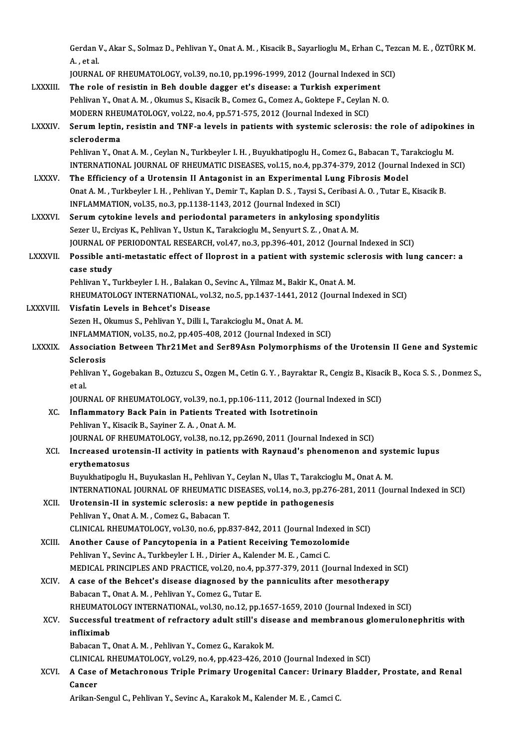Gerdan V., Akar S., Solmaz D., Pehlivan Y., Onat A. M. , Kisacik B., Sayarlioglu M., Erhan C., Tezcan M. E. , ÖZTÜRK M. A. , et al.
JOURNAL OF RHEUMATOLOGY, vol.39, no.10, pp.1996-1999, 2012 (Journal Indexed in SCI)

LXXXIII. **The role of resistin in Beh double dagger et's disease: a Turkish experiment**
Pehlivan Y., Onat A. M. , Okumus S., Kisacik B., Comez G., Comez A., Goktepe F., Ceylan N. O.
MODERN RHEUMATOLOGY, vol.22, no.4, pp.571-575, 2012 (Journal Indexed in SCI)

LXXXIV. **Serum leptin, resistin and TNF-a levels in patients with systemic sclerosis: the role of adipokines in scleroderma**
Pehlivan Y., Onat A. M. , Ceylan N., Turkbeyler I. H. , Buyukhatipoglu H., Comez G., Babacan T., Tarakcioglu M.
INTERNATIONAL JOURNAL OF RHEUMATIC DISEASES, vol.15, no.4, pp.374-379, 2012 (Journal Indexed in SCI)

LXXXV. **The Efficiency of a Urotensin II Antagonist in an Experimental Lung Fibrosis Model**
Onat A. M. , Turkbeyler I. H. , Pehlivan Y., Demir T., Kaplan D. S. , Taysi S., Ceribasi A. O. , Tutar E., Kisacik B.
INFLAMMATION, vol.35, no.3, pp.1138-1143, 2012 (Journal Indexed in SCI)

LXXXVI. **Serum cytokine levels and periodontal parameters in ankylosing spondylitis**
Sezer U., Erciyas K., Pehlivan Y., Ustun K., Tarakcioglu M., Senyurt S. Z. , Onat A. M.
JOURNAL OF PERIODONTAL RESEARCH, vol.47, no.3, pp.396-401, 2012 (Journal Indexed in SCI)

LXXXVII. **Possible anti-metastatic effect of Iloprost in a patient with systemic sclerosis with lung cancer: a case study**
Pehlivan Y., Turkbeyler I. H. , Balakan O., Sevinc A., Yilmaz M., Bakir K., Onat A. M.
RHEUMATOLOGY INTERNATIONAL, vol.32, no.5, pp.1437-1441, 2012 (Journal Indexed in SCI)

LXXXVIII. **Visfatin Levels in Behcet's Disease**
Sezen H., Okumus S., Pehlivan Y., Dilli I., Tarakcioglu M., Onat A. M.
INFLAMMATION, vol.35, no.2, pp.405-408, 2012 (Journal Indexed in SCI)

LXXXIX. **Association Between Thr21Met and Ser89Asn Polymorphisms of the Urotensin II Gene and Systemic Sclerosis**
Pehlivan Y., Gogebakan B., Oztuzcu S., Ozgen M., Cetin G. Y. , Bayraktar R., Cengiz B., Kisacik B., Koca S. S. , Donmez S., et al.
JOURNAL OF RHEUMATOLOGY, vol.39, no.1, pp.106-111, 2012 (Journal Indexed in SCI)

XC. **Inflammatory Back Pain in Patients Treated with Isotretinoin**
Pehlivan Y., Kisacik B., Sayiner Z. A. , Onat A. M.
JOURNAL OF RHEUMATOLOGY, vol.38, no.12, pp.2690, 2011 (Journal Indexed in SCI)

XCI. **Increased urotensin-II activity in patients with Raynaud's phenomenon and systemic lupus erythematosus**
Buyukhatipoglu H., Buyukaslan H., Pehlivan Y., Ceylan N., Ulas T., Tarakcioglu M., Onat A. M.
INTERNATIONAL JOURNAL OF RHEUMATIC DISEASES, vol.14, no.3, pp.276-281, 2011 (Journal Indexed in SCI)

XCII. **Urotensin-II in systemic sclerosis: a new peptide in pathogenesis**
Pehlivan Y., Onat A. M. , Comez G., Babacan T.
CLINICAL RHEUMATOLOGY, vol.30, no.6, pp.837-842, 2011 (Journal Indexed in SCI)

XCIII. **Another Cause of Pancytopenia in a Patient Receiving Temozolomide**
Pehlivan Y., Sevinc A., Turkbeyler I. H. , Dirier A., Kalender M. E. , Camci C.
MEDICAL PRINCIPLES AND PRACTICE, vol.20, no.4, pp.377-379, 2011 (Journal Indexed in SCI)

XCIV. **A case of the Behcet's disease diagnosed by the panniculits after mesotherapy**
Babacan T., Onat A. M. , Pehlivan Y., Comez G., Tutar E.
RHEUMATOLOGY INTERNATIONAL, vol.30, no.12, pp.1657-1659, 2010 (Journal Indexed in SCI)

XCV. **Successful treatment of refractory adult still's disease and membranous glomerulonephritis with infliximab**
Babacan T., Onat A. M. , Pehlivan Y., Comez G., Karakok M.
CLINICAL RHEUMATOLOGY, vol.29, no.4, pp.423-426, 2010 (Journal Indexed in SCI)

XCVI. **A Case of Metachronous Triple Primary Urogenital Cancer: Urinary Bladder, Prostate, and Renal Cancer**
Arikan-Sengul C., Pehlivan Y., Sevinc A., Karakok M., Kalender M. E. , Camci C.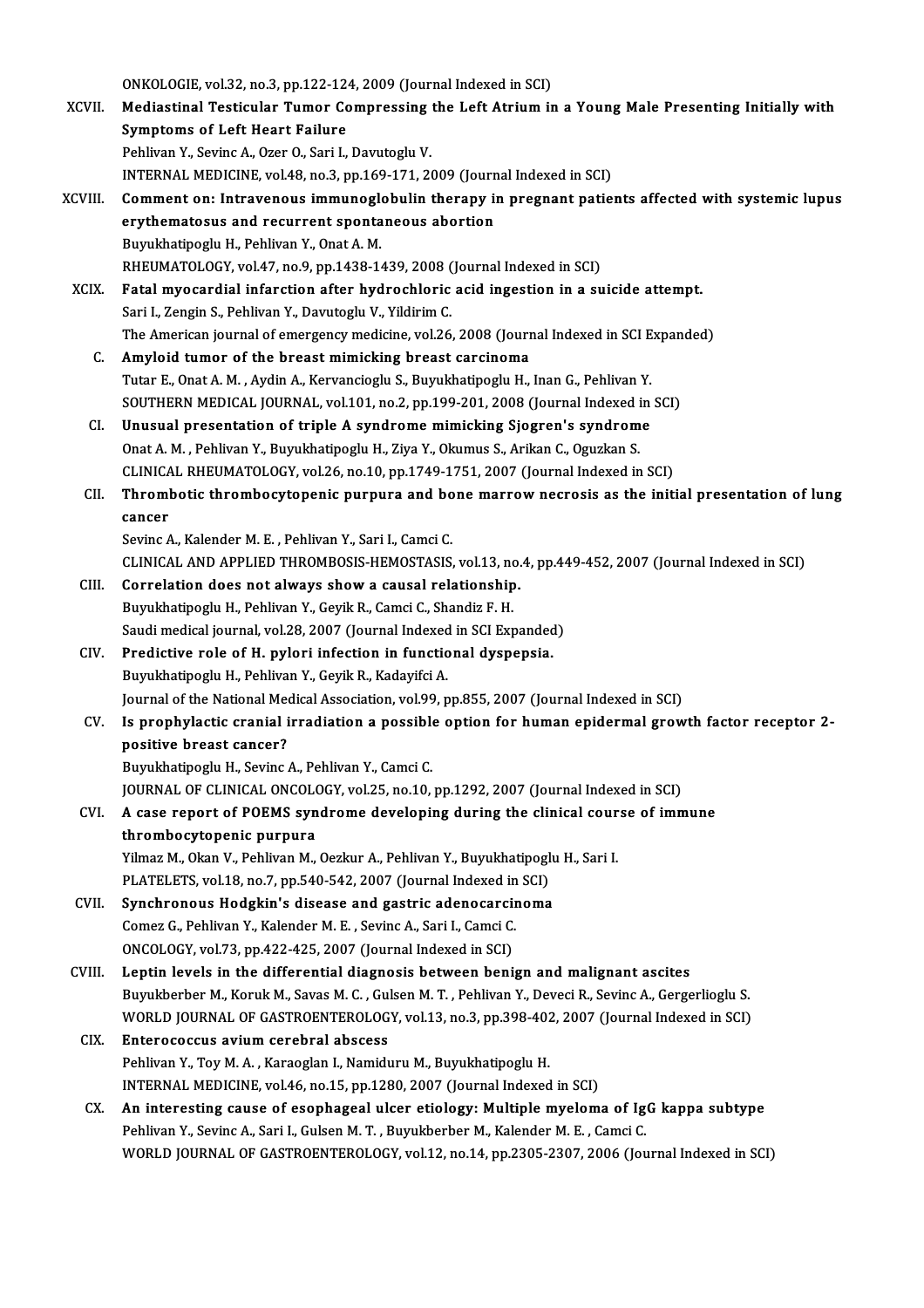ONKOLOGIE, vol.32, no.3, pp.122-124, 2009 (Journal Indexed in SCI)

XCVII. **Mediastinal Testicular Tumor Compressing the Left Atrium in a Young Male Presenting Initially with Symptoms of Left Heart Failure**
Pehlivan Y., Sevinc A., Ozer O., Sari I., Davutoglu V.
INTERNAL MEDICINE, vol.48, no.3, pp.169-171, 2009 (Journal Indexed in SCI)

XCVIII. **Comment on: Intravenous immunoglobulin therapy in pregnant patients affected with systemic lupus erythematosus and recurrent spontaneous abortion**
Buyukhatipoglu H., Pehlivan Y., Onat A. M.
RHEUMATOLOGY, vol.47, no.9, pp.1438-1439, 2008 (Journal Indexed in SCI)

XCIX. **Fatal myocardial infarction after hydrochloric acid ingestion in a suicide attempt.**
Sari I., Zengin S., Pehlivan Y., Davutoglu V., Yildirim C.
The American journal of emergency medicine, vol.26, 2008 (Journal Indexed in SCI Expanded)

C. **Amyloid tumor of the breast mimicking breast carcinoma**
Tutar E., Onat A. M. , Aydin A., Kervancioglu S., Buyukhatipoglu H., Inan G., Pehlivan Y.
SOUTHERN MEDICAL JOURNAL, vol.101, no.2, pp.199-201, 2008 (Journal Indexed in SCI)

CI. **Unusual presentation of triple A syndrome mimicking Sjogren's syndrome**
Onat A. M. , Pehlivan Y., Buyukhatipoglu H., Ziya Y., Okumus S., Arikan C., Oguzkan S.
CLINICAL RHEUMATOLOGY, vol.26, no.10, pp.1749-1751, 2007 (Journal Indexed in SCI)

CII. **Thrombotic thrombocytopenic purpura and bone marrow necrosis as the initial presentation of lung cancer**
Sevinc A., Kalender M. E. , Pehlivan Y., Sari I., Camci C.
CLINICAL AND APPLIED THROMBOSIS-HEMOSTASIS, vol.13, no.4, pp.449-452, 2007 (Journal Indexed in SCI)

CIII. **Correlation does not always show a causal relationship.**
Buyukhatipoglu H., Pehlivan Y., Geyik R., Camci C., Shandiz F. H.
Saudi medical journal, vol.28, 2007 (Journal Indexed in SCI Expanded)

CIV. **Predictive role of H. pylori infection in functional dyspepsia.**
Buyukhatipoglu H., Pehlivan Y., Geyik R., Kadayifci A.
Journal of the National Medical Association, vol.99, pp.855, 2007 (Journal Indexed in SCI)

CV. **Is prophylactic cranial irradiation a possible option for human epidermal growth factor receptor 2-positive breast cancer?**
Buyukhatipoglu H., Sevinc A., Pehlivan Y., Camci C.
JOURNAL OF CLINICAL ONCOLOGY, vol.25, no.10, pp.1292, 2007 (Journal Indexed in SCI)

CVI. **A case report of POEMS syndrome developing during the clinical course of immune thrombocytopenic purpura**
Yilmaz M., Okan V., Pehlivan M., Oezkur A., Pehlivan Y., Buyukhatipoglu H., Sari I.
PLATELETS, vol.18, no.7, pp.540-542, 2007 (Journal Indexed in SCI)

CVII. **Synchronous Hodgkin's disease and gastric adenocarcinoma**
Comez G., Pehlivan Y., Kalender M. E. , Sevinc A., Sari I., Camci C.
ONCOLOGY, vol.73, pp.422-425, 2007 (Journal Indexed in SCI)

CVIII. **Leptin levels in the differential diagnosis between benign and malignant ascites**
Buyukberber M., Koruk M., Savas M. C. , Gulsen M. T. , Pehlivan Y., Deveci R., Sevinc A., Gergerlioglu S.
WORLD JOURNAL OF GASTROENTEROLOGY, vol.13, no.3, pp.398-402, 2007 (Journal Indexed in SCI)

CIX. **Enterococcus avium cerebral abscess**
Pehlivan Y., Toy M. A. , Karaoglan I., Namiduru M., Buyukhatipoglu H.
INTERNAL MEDICINE, vol.46, no.15, pp.1280, 2007 (Journal Indexed in SCI)

CX. **An interesting cause of esophageal ulcer etiology: Multiple myeloma of IgG kappa subtype**
Pehlivan Y., Sevinc A., Sari I., Gulsen M. T. , Buyukberber M., Kalender M. E. , Camci C.
WORLD JOURNAL OF GASTROENTEROLOGY, vol.12, no.14, pp.2305-2307, 2006 (Journal Indexed in SCI)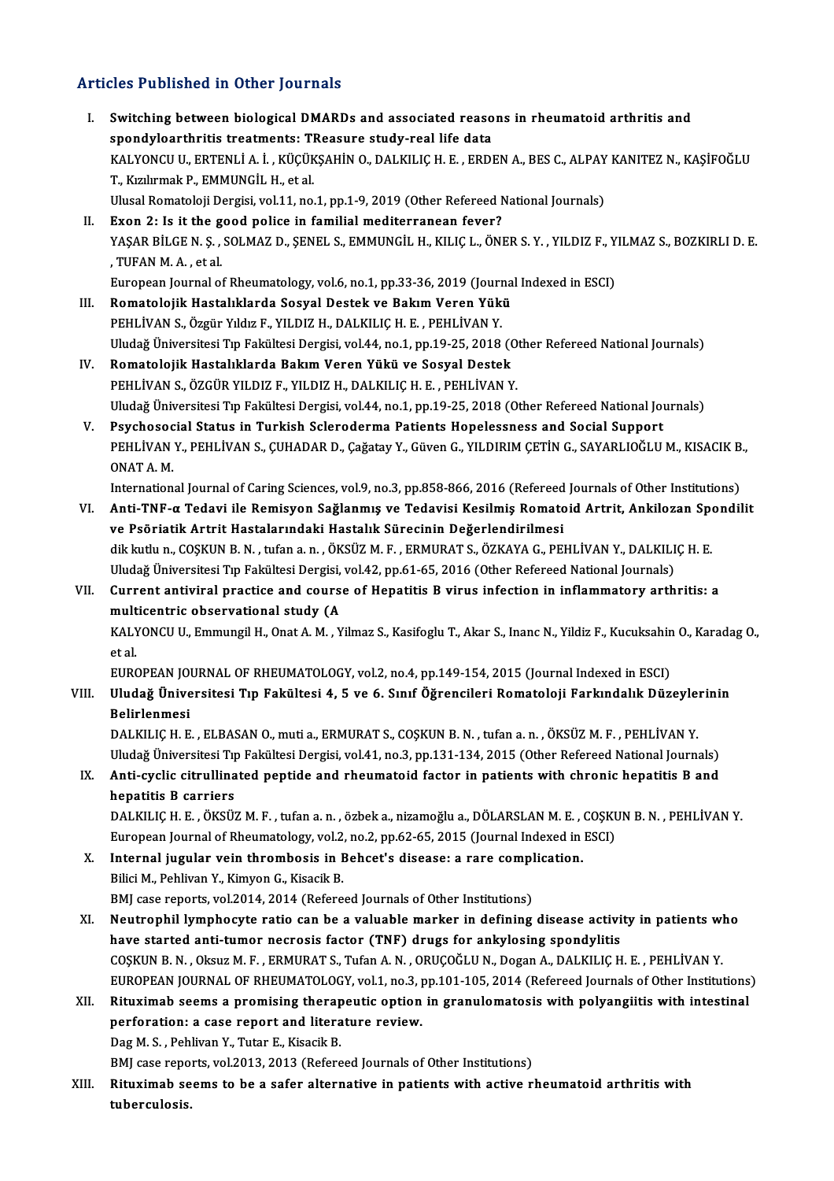## Articles Published in Other Journals

I. **Switching between biological DMARDs and associated reasons in rheumatoid arthritis and spondyloarthritis treatments: TReasure study-real life data**
KALYONCU U., ERTENLİ A. İ. , KÜÇÜKŞAHİN O., DALKILIÇ H. E. , ERDEN A., BES C., ALPAY KANITEZ N., KAŞİFOĞLU T., Kızılırmak P., EMMUNGİL H., et al.
Ulusal Romatoloji Dergisi, vol.11, no.1, pp.1-9, 2019 (Other Refereed National Journals)

II. **Exon 2: Is it the good police in familial mediterranean fever?**
YAŞAR BİLGE N. Ş. , SOLMAZ D., ŞENEL S., EMMUNGİL H., KILIÇ L., ÖNER S. Y. , YILDIZ F., YILMAZ S., BOZKIRLI D. E. , TUFAN M. A. , et al.
European Journal of Rheumatology, vol.6, no.1, pp.33-36, 2019 (Journal Indexed in ESCI)

III. **Romatolojik Hastalıklarda Sosyal Destek ve Bakım Veren Yükü**
PEHLİVAN S., Özgür Yıldız F., YILDIZ H., DALKILIÇ H. E. , PEHLİVAN Y.
Uludağ Üniversitesi Tıp Fakültesi Dergisi, vol.44, no.1, pp.19-25, 2018 (Other Refereed National Journals)

IV. **Romatolojik Hastalıklarda Bakım Veren Yükü ve Sosyal Destek**
PEHLİVAN S., ÖZGÜR YILDIZ F., YILDIZ H., DALKILIÇ H. E. , PEHLİVAN Y.
Uludağ Üniversitesi Tıp Fakültesi Dergisi, vol.44, no.1, pp.19-25, 2018 (Other Refereed National Journals)

V. **Psychosocial Status in Turkish Scleroderma Patients Hopelessness and Social Support**
PEHLİVAN Y., PEHLİVAN S., ÇUHADAR D., Çağatay Y., Güven G., YILDIRIM ÇETİN G., SAYARLIOĞLU M., KISACIK B., ONAT A. M.
International Journal of Caring Sciences, vol.9, no.3, pp.858-866, 2016 (Refereed Journals of Other Institutions)

VI. **Anti-TNF-α Tedavi ile Remisyon Sağlanmış ve Tedavisi Kesilmiş Romatoid Artrit, Ankilozan Spondilit ve Psöriatik Artrit Hastalarındaki Hastalık Sürecinin Değerlendirilmesi**
dik kutlu n., COŞKUN B. N. , tufan a. n. , ÖKSÜZ M. F. , ERMURAT S., ÖZKAYA G., PEHLİVAN Y., DALKILIÇ H. E.
Uludağ Üniversitesi Tıp Fakültesi Dergisi, vol.42, pp.61-65, 2016 (Other Refereed National Journals)

VII. **Current antiviral practice and course of Hepatitis B virus infection in inflammatory arthritis: a multicentric observational study (A**
KALYONCU U., Emmungil H., Onat A. M. , Yilmaz S., Kasifoglu T., Akar S., Inanc N., Yildiz F., Kucuksahin O., Karadag O., et al.
EUROPEAN JOURNAL OF RHEUMATOLOGY, vol.2, no.4, pp.149-154, 2015 (Journal Indexed in ESCI)

VIII. **Uludağ Üniversitesi Tıp Fakültesi 4, 5 ve 6. Sınıf Öğrencileri Romatoloji Farkındalık Düzeylerinin Belirlenmesi**
DALKILIÇ H. E. , ELBASAN O., muti a., ERMURAT S., COŞKUN B. N. , tufan a. n. , ÖKSÜZ M. F. , PEHLİVAN Y.
Uludağ Üniversitesi Tıp Fakültesi Dergisi, vol.41, no.3, pp.131-134, 2015 (Other Refereed National Journals)

IX. **Anti-cyclic citrullinated peptide and rheumatoid factor in patients with chronic hepatitis B and hepatitis B carriers**
DALKILIÇ H. E. , ÖKSÜZ M. F. , tufan a. n. , özbek a., nizamoğlu a., DÖLARSLAN M. E. , COŞKUN B. N. , PEHLİVAN Y.
European Journal of Rheumatology, vol.2, no.2, pp.62-65, 2015 (Journal Indexed in ESCI)

X. **Internal jugular vein thrombosis in Behcet's disease: a rare complication.**
Bilici M., Pehlivan Y., Kimyon G., Kisacik B.
BMJ case reports, vol.2014, 2014 (Refereed Journals of Other Institutions)

XI. **Neutrophil lymphocyte ratio can be a valuable marker in defining disease activity in patients who have started anti-tumor necrosis factor (TNF) drugs for ankylosing spondylitis**
COŞKUN B. N. , Oksuz M. F. , ERMURAT S., Tufan A. N. , ORUÇOĞLU N., Dogan A., DALKILIÇ H. E. , PEHLİVAN Y.
EUROPEAN JOURNAL OF RHEUMATOLOGY, vol.1, no.3, pp.101-105, 2014 (Refereed Journals of Other Institutions)

XII. **Rituximab seems a promising therapeutic option in granulomatosis with polyangiitis with intestinal perforation: a case report and literature review.**
Dag M. S. , Pehlivan Y., Tutar E., Kisacik B.
BMJ case reports, vol.2013, 2013 (Refereed Journals of Other Institutions)

XIII. **Rituximab seems to be a safer alternative in patients with active rheumatoid arthritis with tuberculosis.**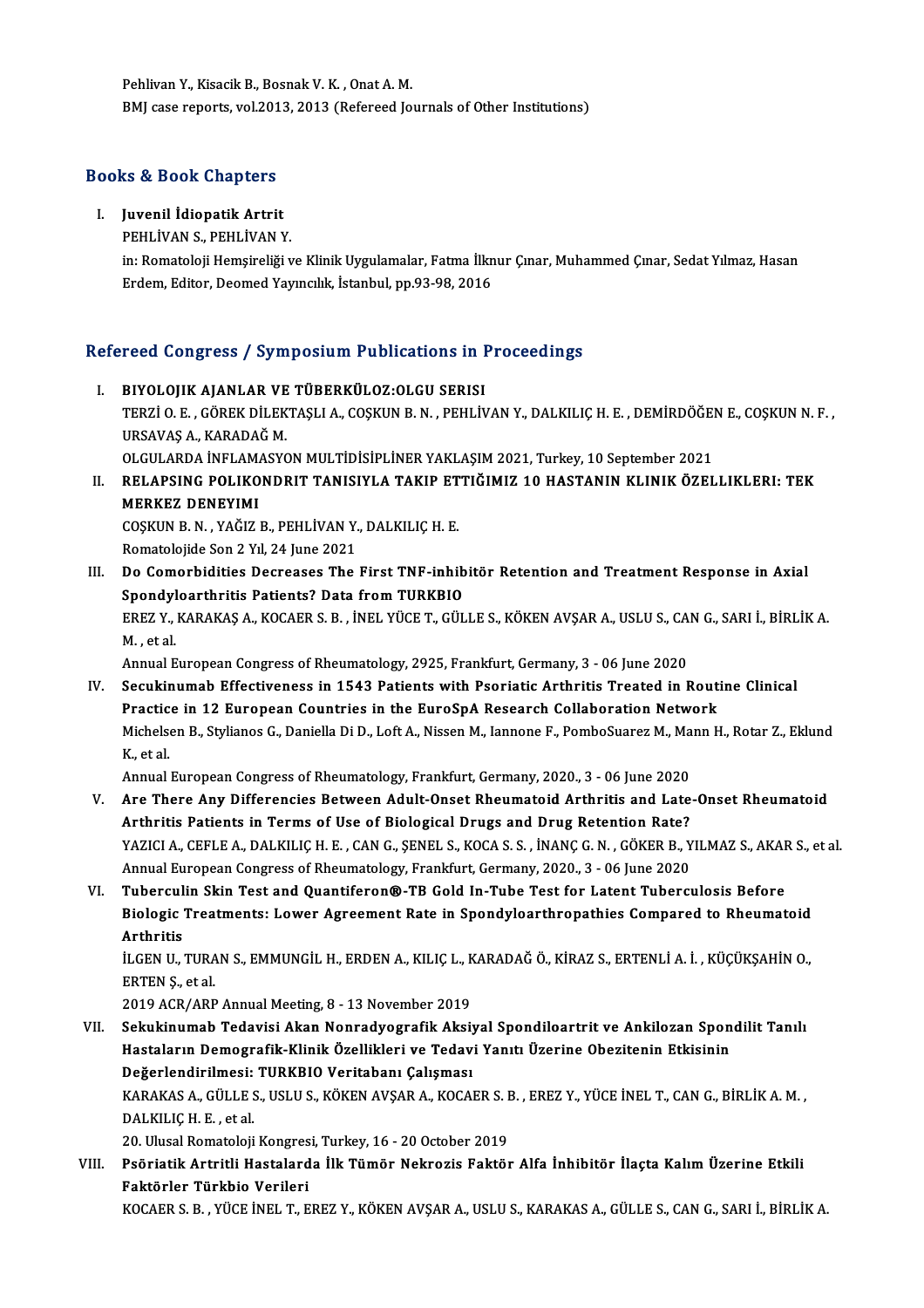Pehlivan Y., Kisacik B., Bosnak V. K. , Onat A. M.
BMJ case reports, vol.2013, 2013 (Refereed Journals of Other Institutions)

## Books & Book Chapters

I. **Juvenil İdiopatik Artrit**
PEHLİVAN S., PEHLİVAN Y.
in: Romatoloji Hemşireliği ve Klinik Uygulamalar, Fatma İlknur Çınar, Muhammed Çınar, Sedat Yılmaz, Hasan Erdem, Editor, Deomed Yayıncılık, İstanbul, pp.93-98, 2016

## Refereed Congress / Symposium Publications in Proceedings

I. **BIYOLOJIK AJANLAR VE TÜBERKÜLOZ:OLGU SERISI**
TERZİ O. E. , GÖREK DİLEKTAŞLI A., COŞKUN B. N. , PEHLİVAN Y., DALKILIÇ H. E. , DEMİRDÖĞEN E., COŞKUN N. F. , URSAVAŞ A., KARADAĞ M.
OLGULARDA İNFLAMASYON MULTİDİSİPLİNER YAKLAŞIM 2021, Turkey, 10 September 2021

II. **RELAPSING POLIKONDRIT TANISIYLA TAKIP ETTIĞIMIZ 10 HASTANIN KLINIK ÖZELLIKLERI: TEK MERKEZ DENEYIMI**
COŞKUN B. N. , YAĞIZ B., PEHLİVAN Y., DALKILIÇ H. E.
Romatolojide Son 2 Yıl, 24 June 2021

III. **Do Comorbidities Decreases The First TNF-inhibitör Retention and Treatment Response in Axial Spondyloarthritis Patients? Data from TURKBIO**
EREZ Y., KARAKAŞ A., KOCAER S. B. , İNEL YÜCE T., GÜLLE S., KÖKEN AVŞAR A., USLU S., CAN G., SARI İ., BİRLİK A. M. , et al.
Annual European Congress of Rheumatology, 2925, Frankfurt, Germany, 3 - 06 June 2020

IV. **Secukinumab Effectiveness in 1543 Patients with Psoriatic Arthritis Treated in Routine Clinical Practice in 12 European Countries in the EuroSpA Research Collaboration Network**
Michelsen B., Stylianos G., Daniella Di D., Loft A., Nissen M., Iannone F., PomboSuarez M., Mann H., Rotar Z., Eklund K., et al.
Annual European Congress of Rheumatology, Frankfurt, Germany, 2020., 3 - 06 June 2020

V. **Are There Any Differencies Between Adult-Onset Rheumatoid Arthritis and Late-Onset Rheumatoid Arthritis Patients in Terms of Use of Biological Drugs and Drug Retention Rate?**
YAZICI A., CEFLE A., DALKILIÇ H. E. , CAN G., ŞENEL S., KOCA S. S. , İNANÇ G. N. , GÖKER B., YILMAZ S., AKAR S., et al.
Annual European Congress of Rheumatology, Frankfurt, Germany, 2020., 3 - 06 June 2020

VI. **Tuberculin Skin Test and Quantiferon®-TB Gold In-Tube Test for Latent Tuberculosis Before Biologic Treatments: Lower Agreement Rate in Spondyloarthropathies Compared to Rheumatoid Arthritis**
İLGEN U., TURAN S., EMMUNGİL H., ERDEN A., KILIÇ L., KARADAĞ Ö., KİRAZ S., ERTENLİ A. İ. , KÜÇÜKŞAHİN O., ERTEN Ş., et al.
2019 ACR/ARP Annual Meeting, 8 - 13 November 2019

VII. **Sekukinumab Tedavisi Akan Nonradyografik Aksiyal Spondiloartrit ve Ankilozan Spondilit Tanılı Hastaların Demografik-Klinik Özellikleri ve Tedavi Yanıtı Üzerine Obezitenin Etkisinin Değerlendirilmesi: TURKBIO Veritabanı Çalışması**
KARAKAS A., GÜLLE S., USLU S., KÖKEN AVŞAR A., KOCAER S. B. , EREZ Y., YÜCE İNEL T., CAN G., BİRLİK A. M. , DALKILIÇ H. E. , et al.
20. Ulusal Romatoloji Kongresi, Turkey, 16 - 20 October 2019

VIII. **Psöriatik Artritli Hastalarda İlk Tümör Nekrozis Faktör Alfa İnhibitör İlaçta Kalım Üzerine Etkili Faktörler Türkbio Verileri**
KOCAER S. B. , YÜCE İNEL T., EREZ Y., KÖKEN AVŞAR A., USLU S., KARAKAS A., GÜLLE S., CAN G., SARI İ., BİRLİK A.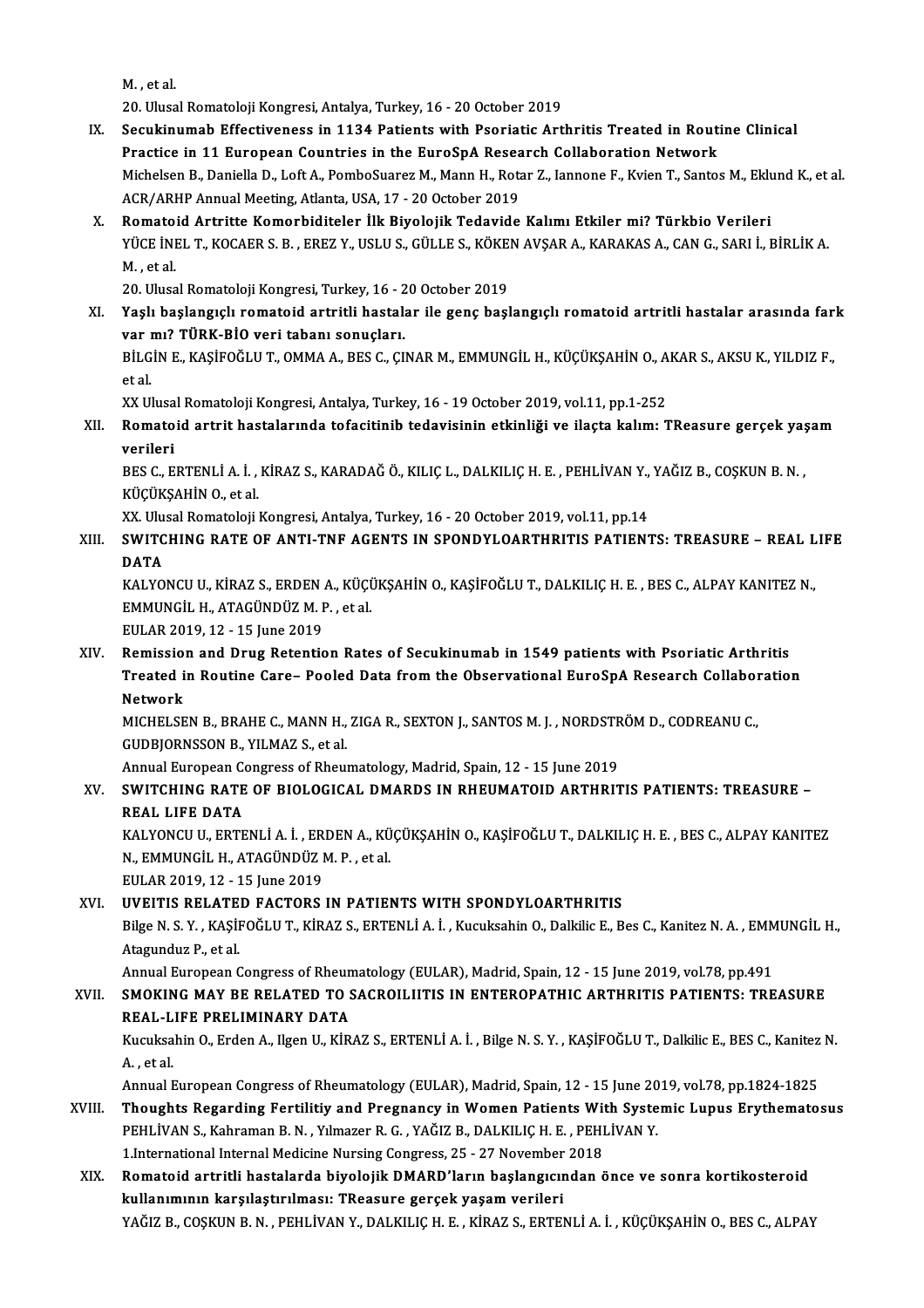M. , et al.
20. Ulusal Romatoloji Kongresi, Antalya, Turkey, 16 - 20 October 2019

IX. **Secukinumab Effectiveness in 1134 Patients with Psoriatic Arthritis Treated in Routine Clinical Practice in 11 European Countries in the EuroSpA Research Collaboration Network**
Michelsen B., Daniella D., Loft A., PomboSuarez M., Mann H., Rotar Z., Iannone F., Kvien T., Santos M., Eklund K., et al.
ACR/ARHP Annual Meeting, Atlanta, USA, 17 - 20 October 2019

X. **Romatoid Artritte Komorbiditeler İlk Biyolojik Tedavide Kalımı Etkiler mi? Türkbio Verileri**
YÜCE İNEL T., KOCAER S. B. , EREZ Y., USLU S., GÜLLE S., KÖKEN AVŞAR A., KARAKAS A., CAN G., SARI İ., BİRLİK A. M. , et al.
20. Ulusal Romatoloji Kongresi, Turkey, 16 - 20 October 2019

XI. **Yaşlı başlangıçlı romatoid artritli hastalar ile genç başlangıçlı romatoid artritli hastalar arasında fark var mı? TÜRK-BİO veri tabanı sonuçları.**
BİLGİN E., KAŞİFOĞLU T., OMMA A., BES C., ÇINAR M., EMMUNGİL H., KÜÇÜKŞAHİN O., AKAR S., AKSU K., YILDIZ F., et al.
XX Ulusal Romatoloji Kongresi, Antalya, Turkey, 16 - 19 October 2019, vol.11, pp.1-252

XII. **Romatoid artrit hastalarında tofacitinib tedavisinin etkinliği ve ilaçta kalım: TReasure gerçek yaşam verileri**
BES C., ERTENLİ A. İ. , KİRAZ S., KARADAĞ Ö., KILIÇ L., DALKILIÇ H. E. , PEHLİVAN Y., YAĞIZ B., COŞKUN B. N. , KÜÇÜKŞAHİN O., et al.
XX. Ulusal Romatoloji Kongresi, Antalya, Turkey, 16 - 20 October 2019, vol.11, pp.14

XIII. **SWITCHING RATE OF ANTI-TNF AGENTS IN SPONDYLOARTHRITIS PATIENTS: TREASURE – REAL LIFE DATA**
KALYONCU U., KİRAZ S., ERDEN A., KÜÇÜKŞAHİN O., KAŞİFOĞLU T., DALKILIÇ H. E. , BES C., ALPAY KANITEZ N., EMMUNGİL H., ATAGÜNDÜZ M. P. , et al.
EULAR 2019, 12 - 15 June 2019

XIV. **Remission and Drug Retention Rates of Secukinumab in 1549 patients with Psoriatic Arthritis Treated in Routine Care– Pooled Data from the Observational EuroSpA Research Collaboration Network**
MICHELSEN B., BRAHE C., MANN H., ZIGA R., SEXTON J., SANTOS M. J. , NORDSTRÖM D., CODREANU C., GUDBJORNSSON B., YILMAZ S., et al.
Annual European Congress of Rheumatology, Madrid, Spain, 12 - 15 June 2019

XV. **SWITCHING RATE OF BIOLOGICAL DMARDS IN RHEUMATOID ARTHRITIS PATIENTS: TREASURE – REAL LIFE DATA**
KALYONCU U., ERTENLİ A. İ. , ERDEN A., KÜÇÜKŞAHİN O., KAŞİFOĞLU T., DALKILIÇ H. E. , BES C., ALPAY KANITEZ N., EMMUNGİL H., ATAGÜNDÜZ M. P. , et al.
EULAR 2019, 12 - 15 June 2019

XVI. **UVEITIS RELATED FACTORS IN PATIENTS WITH SPONDYLOARTHRITIS**
Bilge N. S. Y. , KAŞİFOĞLU T., KİRAZ S., ERTENLİ A. İ. , Kucuksahin O., Dalkilic E., Bes C., Kanitez N. A. , EMMUNGİL H., Atagunduz P., et al.
Annual European Congress of Rheumatology (EULAR), Madrid, Spain, 12 - 15 June 2019, vol.78, pp.491

XVII. **SMOKING MAY BE RELATED TO SACROILIITIS IN ENTEROPATHIC ARTHRITIS PATIENTS: TREASURE REAL-LIFE PRELIMINARY DATA**
Kucuksahin O., Erden A., Ilgen U., KİRAZ S., ERTENLİ A. İ. , Bilge N. S. Y. , KAŞİFOĞLU T., Dalkilic E., BES C., Kanitez N. A. , et al.
Annual European Congress of Rheumatology (EULAR), Madrid, Spain, 12 - 15 June 2019, vol.78, pp.1824-1825

XVIII. **Thoughts Regarding Fertilitiy and Pregnancy in Women Patients With Systemic Lupus Erythematosus**
PEHLİVAN S., Kahraman B. N. , Yılmazer R. G. , YAĞIZ B., DALKILIÇ H. E. , PEHLİVAN Y.
1.International Internal Medicine Nursing Congress, 25 - 27 November 2018

XIX. **Romatoid artritli hastalarda biyolojik DMARD'ların başlangıcından önce ve sonra kortikosteroid kullanımının karşılaştırılması: TReasure gerçek yaşam verileri**
YAĞIZ B., COŞKUN B. N. , PEHLİVAN Y., DALKILIÇ H. E. , KİRAZ S., ERTENLİ A. İ. , KÜÇÜKŞAHİN O., BES C., ALPAY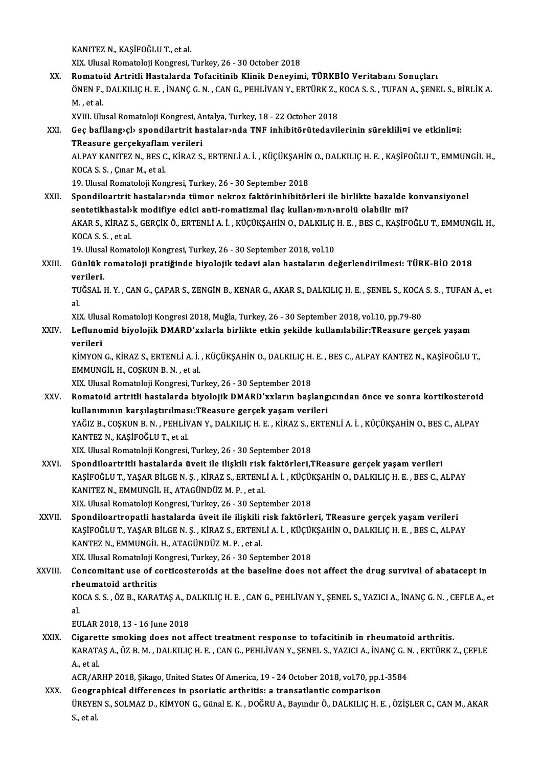KANITEZ N., KAŞİFOĞLU T., et al.
XIX. Ulusal Romatoloji Kongresi, Turkey, 26 - 30 October 2018

XX. **Romatoid Artritli Hastalarda Tofacitinib Klinik Deneyimi, TÜRKBİO Veritabanı Sonuçları**
ÖNEN F., DALKILIÇ H. E. , İNANÇ G. N. , CAN G., PEHLİVAN Y., ERTÜRK Z., KOCA S. S. , TUFAN A., ŞENEL S., BİRLİK A. M. , et al.
XVIII. Ulusal Romatoloji Kongresi, Antalya, Turkey, 18 - 22 October 2018

XXI. **Geç bafllang›çl› spondilartrit hastalar›nda TNF inhibitörütedavilerinin süreklili¤i ve etkinli¤i: TReasure gerçekyaflam verileri**
ALPAY KANITEZ N., BES C., KİRAZ S., ERTENLİ A. İ. , KÜÇÜKŞAHİN O., DALKILIÇ H. E. , KAŞİFOĞLU T., EMMUNGİL H., KOCA S. S. , Çınar M., et al.
19. Ulusal Romatoloji Kongresi, Turkey, 26 - 30 September 2018

XXII. **Spondiloartrit hastalar›nda tümor nekroz faktörinhibitörleri ile birlikte bazalde konvansiyonel sentetikhastal›k modifiye edici anti-romatizmal ilaç kullan›m›n›nrolü olabilir mi?**
AKAR S., KİRAZ S., GERÇİK Ö., ERTENLİ A. İ. , KÜÇÜKŞAHİN O., DALKILIÇ H. E. , BES C., KAŞİFOĞLU T., EMMUNGİL H., KOCA S. S. , et al.
19. Ulusal Romatoloji Kongresi, Turkey, 26 - 30 September 2018, vol.10

XXIII. **Günlük romatoloji pratiğinde biyolojik tedavi alan hastaların değerlendirilmesi: TÜRK-BİO 2018 verileri.**
TUĞSAL H. Y. , CAN G., ÇAPAR S., ZENGİN B., KENAR G., AKAR S., DALKILIÇ H. E. , ŞENEL S., KOCA S. S. , TUFAN A., et al.
XIX. Ulusal Romatoloji Kongresi 2018, Muğla, Turkey, 26 - 30 September 2018, vol.10, pp.79-80

XXIV. **Leflunomid biyolojik DMARD'xxlarla birlikte etkin şekilde kullanılabilir:TReasure gerçek yaşam verileri**
KİMYON G., KİRAZ S., ERTENLİ A. İ. , KÜÇÜKŞAHİN O., DALKILIÇ H. E. , BES C., ALPAY KANTEZ N., KAŞİFOĞLU T., EMMUNGİL H., COŞKUN B. N. , et al.
XIX. Ulusal Romatoloji Kongresi, Turkey, 26 - 30 September 2018

XXV. **Romatoid artritli hastalarda biyolojik DMARD'xxların başlangıcından önce ve sonra kortikosteroid kullanımının karşılaştırılması:TReasure gerçek yaşam verileri**
YAĞIZ B., COŞKUN B. N. , PEHLİVAN Y., DALKILIÇ H. E. , KİRAZ S., ERTENLİ A. İ. , KÜÇÜKŞAHİN O., BES C., ALPAY KANTEZ N., KAŞİFOĞLU T., et al.
XIX. Ulusal Romatoloji Kongresi, Turkey, 26 - 30 September 2018

XXVI. **Spondiloartritli hastalarda üveit ile ilişkili risk faktörleri,TReasure gerçek yaşam verileri**
KAŞİFOĞLU T., YAŞAR BİLGE N. Ş. , KİRAZ S., ERTENLİ A. İ. , KÜÇÜKŞAHİN O., DALKILIÇ H. E. , BES C., ALPAY KANITEZ N., EMMUNGİL H., ATAGÜNDÜZ M. P. , et al.
XIX. Ulusal Romatoloji Kongresi, Turkey, 26 - 30 September 2018

XXVII. **Spondiloartropatli hastalarda üveit ile ilişkili risk faktörleri, TReasure gerçek yaşam verileri**
KAŞİFOĞLU T., YAŞAR BİLGE N. Ş. , KİRAZ S., ERTENLİ A. İ. , KÜÇÜKŞAHİN O., DALKILIÇ H. E. , BES C., ALPAY KANTEZ N., EMMUNGİL H., ATAGÜNDÜZ M. P. , et al.
XIX. Ulusal Romatoloji Kongresi, Turkey, 26 - 30 September 2018

XXVIII. **Concomitant use of corticosteroids at the baseline does not affect the drug survival of abatacept in rheumatoid arthritis**
KOCA S. S. , ÖZ B., KARATAŞ A., DALKILIÇ H. E. , CAN G., PEHLİVAN Y., ŞENEL S., YAZICI A., İNANÇ G. N. , CEFLE A., et al.
EULAR 2018, 13 - 16 June 2018

XXIX. **Cigarette smoking does not affect treatment response to tofacitinib in rheumatoid arthritis.**
KARATAŞ A., ÖZ B. M. , DALKILIÇ H. E. , CAN G., PEHLİVAN Y., ŞENEL S., YAZICI A., İNANÇ G. N. , ERTÜRK Z., ÇEFLE A., et al.
ACR/ARHP 2018, Şikago, United States Of America, 19 - 24 October 2018, vol.70, pp.1-3584

XXX. **Geographical differences in psoriatic arthritis: a transatlantic comparison**
ÜREYEN S., SOLMAZ D., KİMYON G., Günal E. K. , DOĞRU A., Bayındır Ö., DALKILIÇ H. E. , ÖZİŞLER C., CAN M., AKAR S., et al.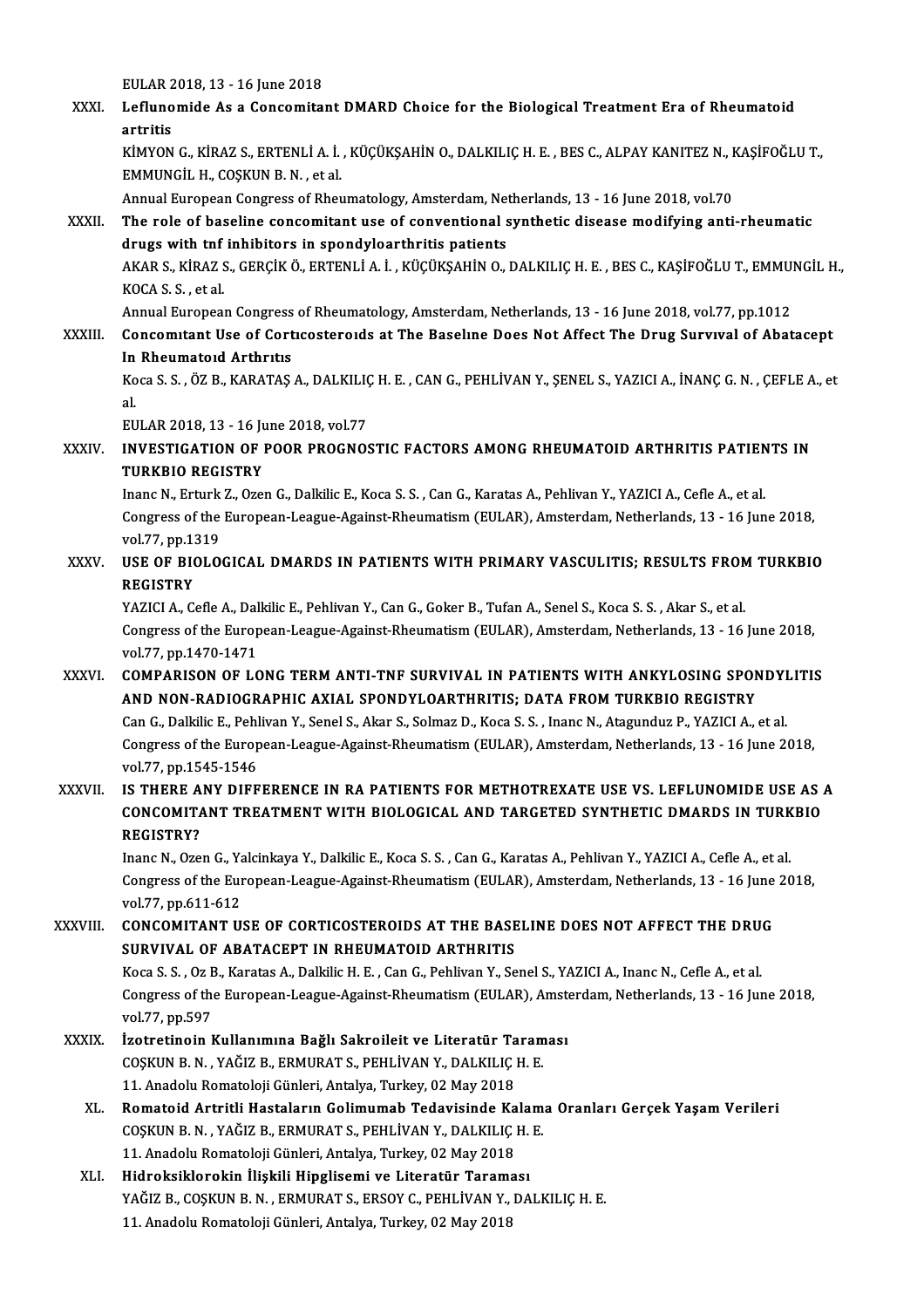EULAR 2018, 13 - 16 June 2018

XXXI. **Leflunomide As a Concomitant DMARD Choice for the Biological Treatment Era of Rheumatoid artritis**
KİMYON G., KİRAZ S., ERTENLİ A. İ. , KÜÇÜKŞAHİN O., DALKILIÇ H. E. , BES C., ALPAY KANITEZ N., KAŞİFOĞLU T., EMMUNGİL H., COŞKUN B. N. , et al.
Annual European Congress of Rheumatology, Amsterdam, Netherlands, 13 - 16 June 2018, vol.70

XXXII. **The role of baseline concomitant use of conventional synthetic disease modifying anti-rheumatic drugs with tnf inhibitors in spondyloarthritis patients**
AKAR S., KİRAZ S., GERÇİK Ö., ERTENLİ A. İ. , KÜÇÜKŞAHİN O., DALKILIÇ H. E. , BES C., KAŞİFOĞLU T., EMMUNGİL H., KOCA S. S. , et al.
Annual European Congress of Rheumatology, Amsterdam, Netherlands, 13 - 16 June 2018, vol.77, pp.1012

XXXIII. **Concomıtant Use of Cortıcosteroıds at The Baselıne Does Not Affect The Drug Survıval of Abatacept In Rheumatoıd Arthrıtıs**
Koca S. S. , ÖZ B., KARATAŞ A., DALKILIÇ H. E. , CAN G., PEHLİVAN Y., ŞENEL S., YAZICI A., İNANÇ G. N. , ÇEFLE A., et al.
EULAR 2018, 13 - 16 June 2018, vol.77

XXXIV. **INVESTIGATION OF POOR PROGNOSTIC FACTORS AMONG RHEUMATOID ARTHRITIS PATIENTS IN TURKBIO REGISTRY**
Inanc N., Erturk Z., Ozen G., Dalkilic E., Koca S. S. , Can G., Karatas A., Pehlivan Y., YAZICI A., Cefle A., et al.
Congress of the European-League-Against-Rheumatism (EULAR), Amsterdam, Netherlands, 13 - 16 June 2018, vol.77, pp.1319

XXXV. **USE OF BIOLOGICAL DMARDS IN PATIENTS WITH PRIMARY VASCULITIS; RESULTS FROM TURKBIO REGISTRY**
YAZICI A., Cefle A., Dalkilic E., Pehlivan Y., Can G., Goker B., Tufan A., Senel S., Koca S. S. , Akar S., et al.
Congress of the European-League-Against-Rheumatism (EULAR), Amsterdam, Netherlands, 13 - 16 June 2018, vol.77, pp.1470-1471

XXXVI. **COMPARISON OF LONG TERM ANTI-TNF SURVIVAL IN PATIENTS WITH ANKYLOSING SPONDYLITIS AND NON-RADIOGRAPHIC AXIAL SPONDYLOARTHRITIS; DATA FROM TURKBIO REGISTRY**
Can G., Dalkilic E., Pehlivan Y., Senel S., Akar S., Solmaz D., Koca S. S. , Inanc N., Atagunduz P., YAZICI A., et al.
Congress of the European-League-Against-Rheumatism (EULAR), Amsterdam, Netherlands, 13 - 16 June 2018, vol.77, pp.1545-1546

XXXVII. **IS THERE ANY DIFFERENCE IN RA PATIENTS FOR METHOTREXATE USE VS. LEFLUNOMIDE USE AS A CONCOMITANT TREATMENT WITH BIOLOGICAL AND TARGETED SYNTHETIC DMARDS IN TURKBIO REGISTRY?**
Inanc N., Ozen G., Yalcinkaya Y., Dalkilic E., Koca S. S. , Can G., Karatas A., Pehlivan Y., YAZICI A., Cefle A., et al.
Congress of the European-League-Against-Rheumatism (EULAR), Amsterdam, Netherlands, 13 - 16 June 2018, vol.77, pp.611-612

XXXVIII. **CONCOMITANT USE OF CORTICOSTEROIDS AT THE BASELINE DOES NOT AFFECT THE DRUG SURVIVAL OF ABATACEPT IN RHEUMATOID ARTHRITIS**
Koca S. S. , Oz B., Karatas A., Dalkilic H. E. , Can G., Pehlivan Y., Senel S., YAZICI A., Inanc N., Cefle A., et al.
Congress of the European-League-Against-Rheumatism (EULAR), Amsterdam, Netherlands, 13 - 16 June 2018, vol.77, pp.597

XXXIX. **İzotretinoin Kullanımına Bağlı Sakroileit ve Literatür Taraması**
COŞKUN B. N. , YAĞIZ B., ERMURAT S., PEHLİVAN Y., DALKILIÇ H. E.
11. Anadolu Romatoloji Günleri, Antalya, Turkey, 02 May 2018

XL. **Romatoid Artritli Hastaların Golimumab Tedavisinde Kalama Oranları Gerçek Yaşam Verileri**
COŞKUN B. N. , YAĞIZ B., ERMURAT S., PEHLİVAN Y., DALKILIÇ H. E.
11. Anadolu Romatoloji Günleri, Antalya, Turkey, 02 May 2018

XLI. **Hidroksiklorokin İlişkili Hipglisemi ve Literatür Taraması**
YAĞIZ B., COŞKUN B. N. , ERMURAT S., ERSOY C., PEHLİVAN Y., DALKILIÇ H. E.
11. Anadolu Romatoloji Günleri, Antalya, Turkey, 02 May 2018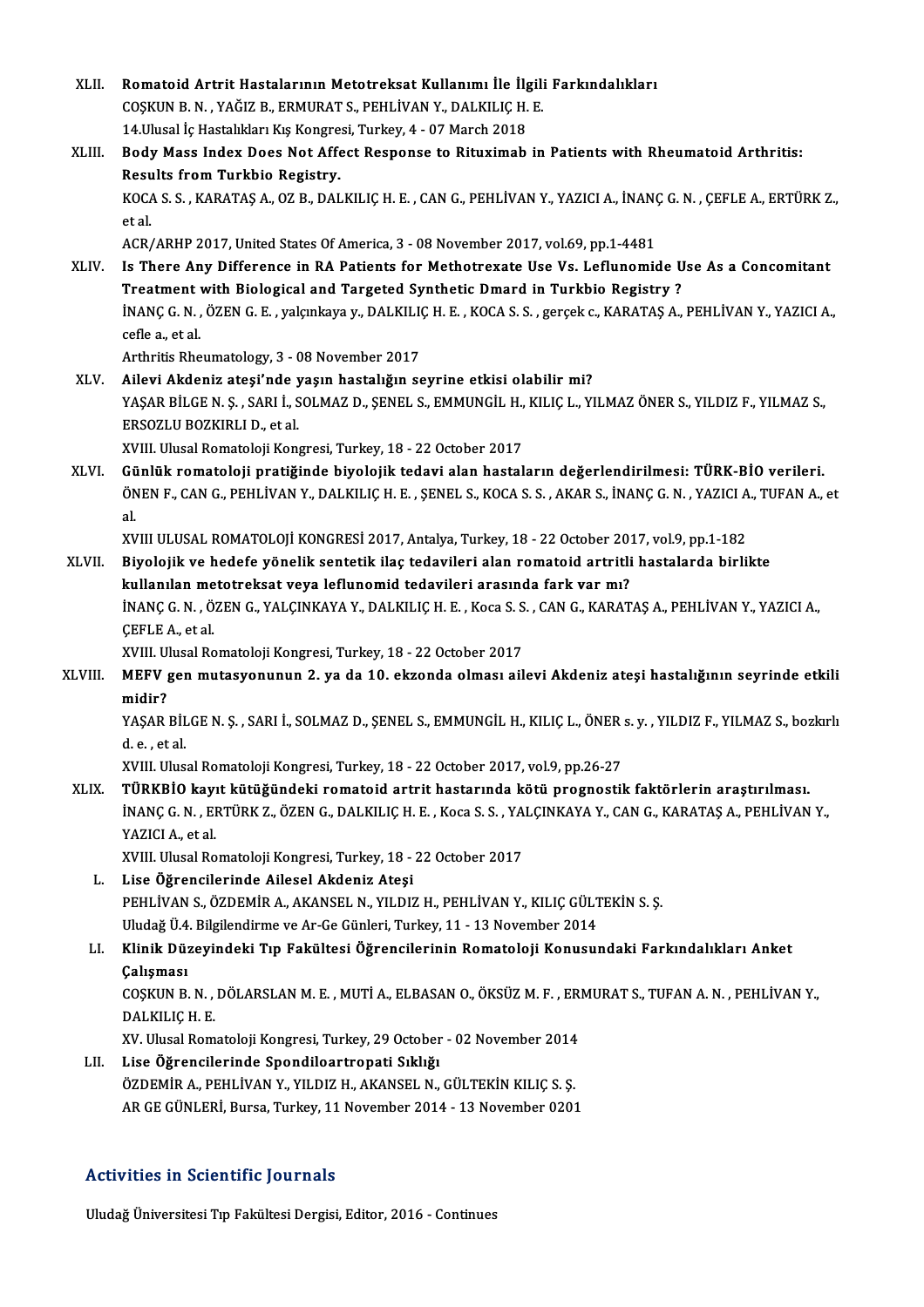XLII. **Romatoid Artrit Hastalarının Metotreksat Kullanımı İle İlgili Farkındalıkları**
COŞKUN B. N. , YAĞIZ B., ERMURAT S., PEHLİVAN Y., DALKILIÇ H. E.
14.Ulusal İç Hastalıkları Kış Kongresi, Turkey, 4 - 07 March 2018

XLIII. **Body Mass Index Does Not Affect Response to Rituximab in Patients with Rheumatoid Arthritis: Results from Turkbio Registry.**
KOCA S. S. , KARATAŞ A., OZ B., DALKILIÇ H. E. , CAN G., PEHLİVAN Y., YAZICI A., İNANÇ G. N. , ÇEFLE A., ERTÜRK Z., et al.
ACR/ARHP 2017, United States Of America, 3 - 08 November 2017, vol.69, pp.1-4481

XLIV. **Is There Any Difference in RA Patients for Methotrexate Use Vs. Leflunomide Use As a Concomitant Treatment with Biological and Targeted Synthetic Dmard in Turkbio Registry ?**
İNANÇ G. N. , ÖZEN G. E. , yalçınkaya y., DALKILIÇ H. E. , KOCA S. S. , gerçek c., KARATAŞ A., PEHLİVAN Y., YAZICI A., cefle a., et al.
Arthritis Rheumatology, 3 - 08 November 2017

XLV. **Ailevi Akdeniz ateşi'nde yaşın hastalığın seyrine etkisi olabilir mi?**
YAŞAR BİLGE N. Ş. , SARI İ., SOLMAZ D., ŞENEL S., EMMUNGİL H., KILIÇ L., YILMAZ ÖNER S., YILDIZ F., YILMAZ S., ERSOZLU BOZKIRLI D., et al.
XVIII. Ulusal Romatoloji Kongresi, Turkey, 18 - 22 October 2017

XLVI. **Günlük romatoloji pratiğinde biyolojik tedavi alan hastaların değerlendirilmesi: TÜRK-BİO verileri.**
ÖNEN F., CAN G., PEHLİVAN Y., DALKILIÇ H. E. , ŞENEL S., KOCA S. S. , AKAR S., İNANÇ G. N. , YAZICI A., TUFAN A., et al.
XVIII ULUSAL ROMATOLOJİ KONGRESİ 2017, Antalya, Turkey, 18 - 22 October 2017, vol.9, pp.1-182

XLVII. **Biyolojik ve hedefe yönelik sentetik ilaç tedavileri alan romatoid artritli hastalarda birlikte kullanılan metotreksat veya leflunomid tedavileri arasında fark var mı?**
İNANÇ G. N. , ÖZEN G., YALÇINKAYA Y., DALKILIÇ H. E. , Koca S. S. , CAN G., KARATAŞ A., PEHLİVAN Y., YAZICI A., ÇEFLE A., et al.
XVIII. Ulusal Romatoloji Kongresi, Turkey, 18 - 22 October 2017

XLVIII. **MEFV gen mutasyonunun 2. ya da 10. ekzonda olması ailevi Akdeniz ateşi hastalığının seyrinde etkili midir?**
YAŞAR BİLGE N. Ş. , SARI İ., SOLMAZ D., ŞENEL S., EMMUNGİL H., KILIÇ L., ÖNER s. y. , YILDIZ F., YILMAZ S., bozkırlı d. e. , et al.
XVIII. Ulusal Romatoloji Kongresi, Turkey, 18 - 22 October 2017, vol.9, pp.26-27

XLIX. **TÜRKBİO kayıt kütüğündeki romatoid artrit hastarında kötü prognostik faktörlerin araştırılması.**
İNANÇ G. N. , ERTÜRK Z., ÖZEN G., DALKILIÇ H. E. , Koca S. S. , YALÇINKAYA Y., CAN G., KARATAŞ A., PEHLİVAN Y., YAZICI A., et al.
XVIII. Ulusal Romatoloji Kongresi, Turkey, 18 - 22 October 2017

L. **Lise Öğrencilerinde Ailesel Akdeniz Ateşi**
PEHLİVAN S., ÖZDEMİR A., AKANSEL N., YILDIZ H., PEHLİVAN Y., KILIÇ GÜLTEKİN S. Ş.
Uludağ Ü.4. Bilgilendirme ve Ar-Ge Günleri, Turkey, 11 - 13 November 2014

LI. **Klinik Düzeyindeki Tıp Fakültesi Öğrencilerinin Romatoloji Konusundaki Farkındalıkları Anket Çalışması**
COŞKUN B. N. , DÖLARSLAN M. E. , MUTİ A., ELBASAN O., ÖKSÜZ M. F. , ERMURAT S., TUFAN A. N. , PEHLİVAN Y., DALKILIÇ H. E.
XV. Ulusal Romatoloji Kongresi, Turkey, 29 October - 02 November 2014

LII. **Lise Öğrencilerinde Spondiloartropati Sıklığı**
ÖZDEMİR A., PEHLİVAN Y., YILDIZ H., AKANSEL N., GÜLTEKİN KILIÇ S. Ş.
AR GE GÜNLERİ, Bursa, Turkey, 11 November 2014 - 13 November 0201

## Activities in Scientific Journals

Uludağ Üniversitesi Tıp Fakültesi Dergisi, Editor, 2016 - Continues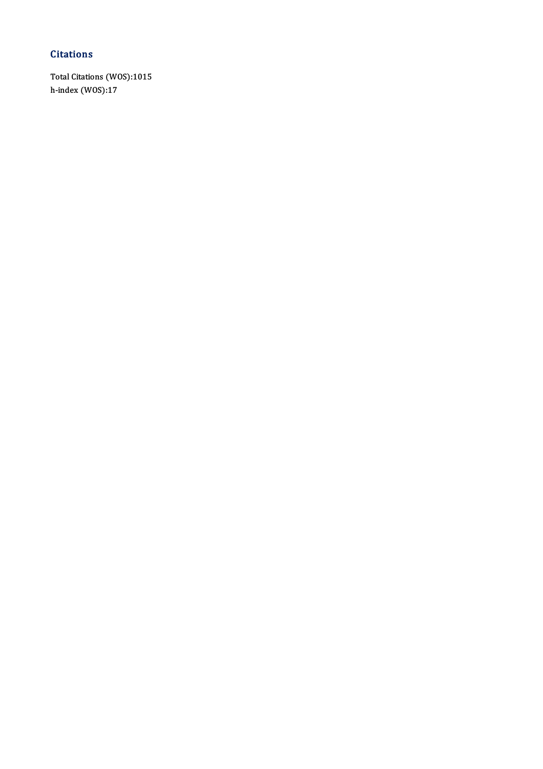## Citations

Total Citations (WOS):1015
h-index (WOS):17